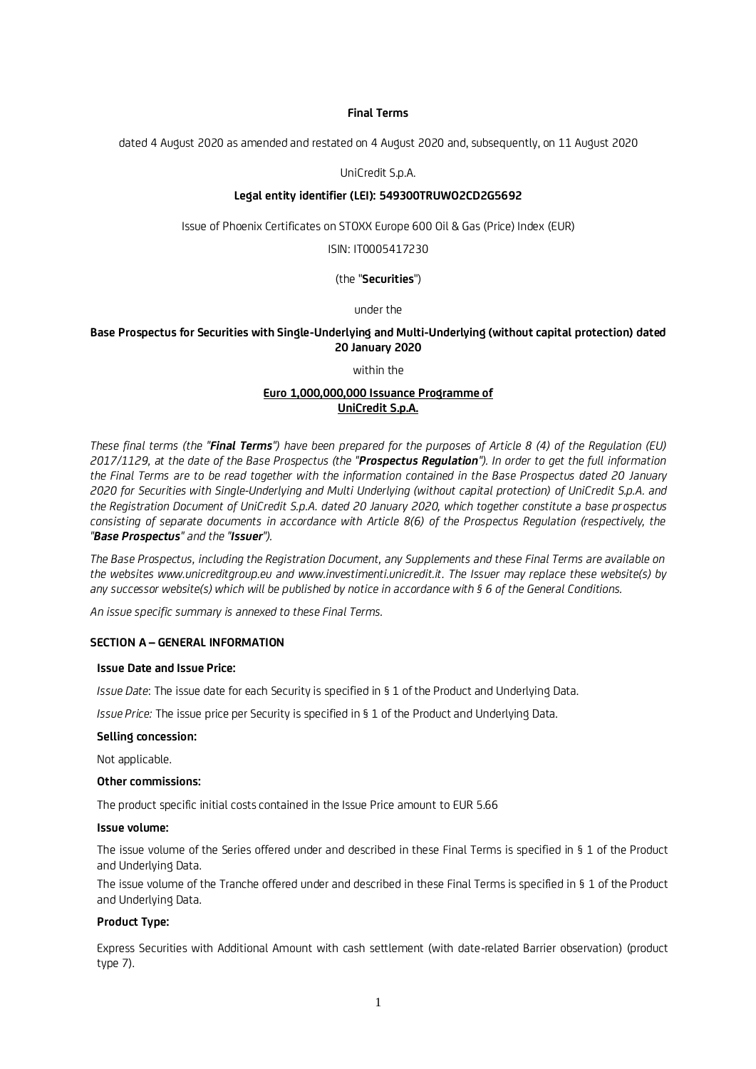**Final Terms**

dated 4 August 2020 as amended and restated on 4 August 2020 and, subsequently, on 11 August 2020

UniCredit S.p.A.

**Legal entity identifier (LEI): 549300TRUWO2CD2G5692**

Issue of Phoenix Certificates on STOXX Europe 600 Oil & Gas (Price) Index (EUR)

ISIN: IT0005417230

(the "**Securities**")

under the

**Base Prospectus for Securities with Single-Underlying and Multi-Underlying (without capital protection) dated 20 January 2020**

within the

**Euro 1,000,000,000 Issuance Programme of UniCredit S.p.A.**

*These final terms (the "**Final Terms**") have been prepared for the purposes of Article 8 (4) of the Regulation (EU) 2017/1129, at the date of the Base Prospectus (the "**Prospectus Regulation**"). In order to get the full information the Final Terms are to be read together with the information contained in the Base Prospectus dated 20 January 2020 for Securities with Single-Underlying and Multi Underlying (without capital protection) of UniCredit S.p.A. and the Registration Document of UniCredit S.p.A. dated 20 January 2020, which together constitute a base prospectus consisting of separate documents in accordance with Article 8(6) of the Prospectus Regulation (respectively, the "**Base Prospectus**" and the "**Issuer**").*

*The Base Prospectus, including the Registration Document, any Supplements and these Final Terms are available on the websites www.unicreditgroup.eu and www.investimenti.unicredit.it. The Issuer may replace these website(s) by any successor website(s) which will be published by notice in accordance with § 6 of the General Conditions.*

*An issue specific summary is annexed to these Final Terms.*

**SECTION A – GENERAL INFORMATION**

**Issue Date and Issue Price:**

*Issue Date*: The issue date for each Security is specified in § 1 of the Product and Underlying Data.

*Issue Price:* The issue price per Security is specified in § 1 of the Product and Underlying Data.

**Selling concession:**

Not applicable.

**Other commissions:**

The product specific initial costs contained in the Issue Price amount to EUR 5.66

**Issue volume:**

The issue volume of the Series offered under and described in these Final Terms is specified in § 1 of the Product and Underlying Data.

The issue volume of the Tranche offered under and described in these Final Terms is specified in § 1 of the Product and Underlying Data.

**Product Type:**

Express Securities with Additional Amount with cash settlement (with date-related Barrier observation) (product type 7).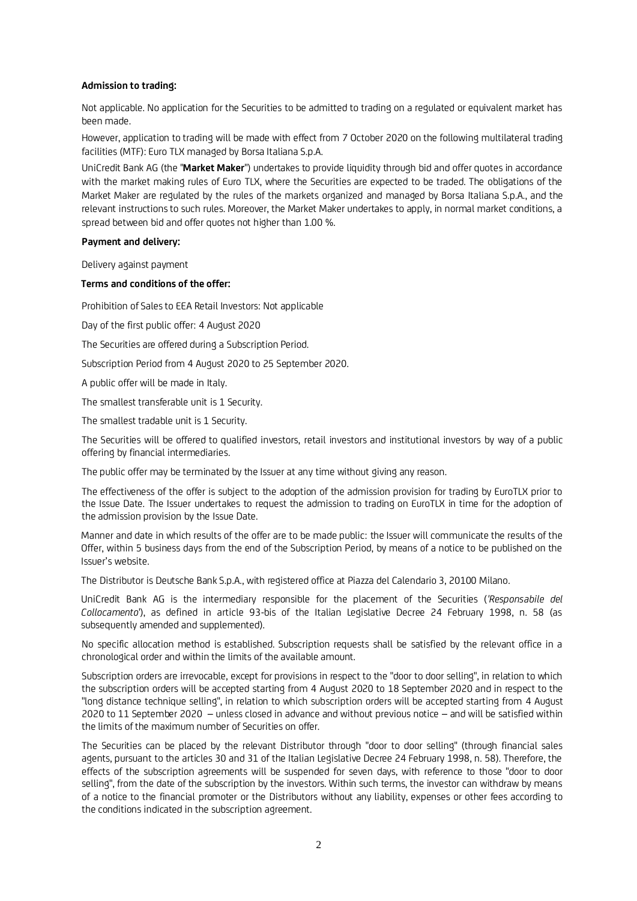**Admission to trading:**

Not applicable. No application for the Securities to be admitted to trading on a regulated or equivalent market has been made.

However, application to trading will be made with effect from 7 October 2020 on the following multilateral trading facilities (MTF): Euro TLX managed by Borsa Italiana S.p.A.

UniCredit Bank AG (the "**Market Maker**") undertakes to provide liquidity through bid and offer quotes in accordance with the market making rules of Euro TLX, where the Securities are expected to be traded. The obligations of the Market Maker are regulated by the rules of the markets organized and managed by Borsa Italiana S.p.A., and the relevant instructions to such rules. Moreover, the Market Maker undertakes to apply, in normal market conditions, a spread between bid and offer quotes not higher than 1.00 %.

**Payment and delivery:**

Delivery against payment

**Terms and conditions of the offer:**

Prohibition of Sales to EEA Retail Investors: Not applicable

Day of the first public offer: 4 August 2020

The Securities are offered during a Subscription Period.

Subscription Period from 4 August 2020 to 25 September 2020.

A public offer will be made in Italy.

The smallest transferable unit is 1 Security.

The smallest tradable unit is 1 Security.

The Securities will be offered to qualified investors, retail investors and institutional investors by way of a public offering by financial intermediaries.

The public offer may be terminated by the Issuer at any time without giving any reason.

The effectiveness of the offer is subject to the adoption of the admission provision for trading by EuroTLX prior to the Issue Date. The Issuer undertakes to request the admission to trading on EuroTLX in time for the adoption of the admission provision by the Issue Date.

Manner and date in which results of the offer are to be made public: the Issuer will communicate the results of the Offer, within 5 business days from the end of the Subscription Period, by means of a notice to be published on the Issuer's website.

The Distributor is Deutsche Bank S.p.A., with registered office at Piazza del Calendario 3, 20100 Milano.

UniCredit Bank AG is the intermediary responsible for the placement of the Securities (*'Responsabile del Collocamento'*), as defined in article 93-bis of the Italian Legislative Decree 24 February 1998, n. 58 (as subsequently amended and supplemented).

No specific allocation method is established. Subscription requests shall be satisfied by the relevant office in a chronological order and within the limits of the available amount.

Subscription orders are irrevocable, except for provisions in respect to the "door to door selling", in relation to which the subscription orders will be accepted starting from 4 August 2020 to 18 September 2020 and in respect to the "long distance technique selling", in relation to which subscription orders will be accepted starting from 4 August 2020 to 11 September 2020 – unless closed in advance and without previous notice – and will be satisfied within the limits of the maximum number of Securities on offer.

The Securities can be placed by the relevant Distributor through "door to door selling" (through financial sales agents, pursuant to the articles 30 and 31 of the Italian Legislative Decree 24 February 1998, n. 58). Therefore, the effects of the subscription agreements will be suspended for seven days, with reference to those "door to door selling", from the date of the subscription by the investors. Within such terms, the investor can withdraw by means of a notice to the financial promoter or the Distributors without any liability, expenses or other fees according to the conditions indicated in the subscription agreement.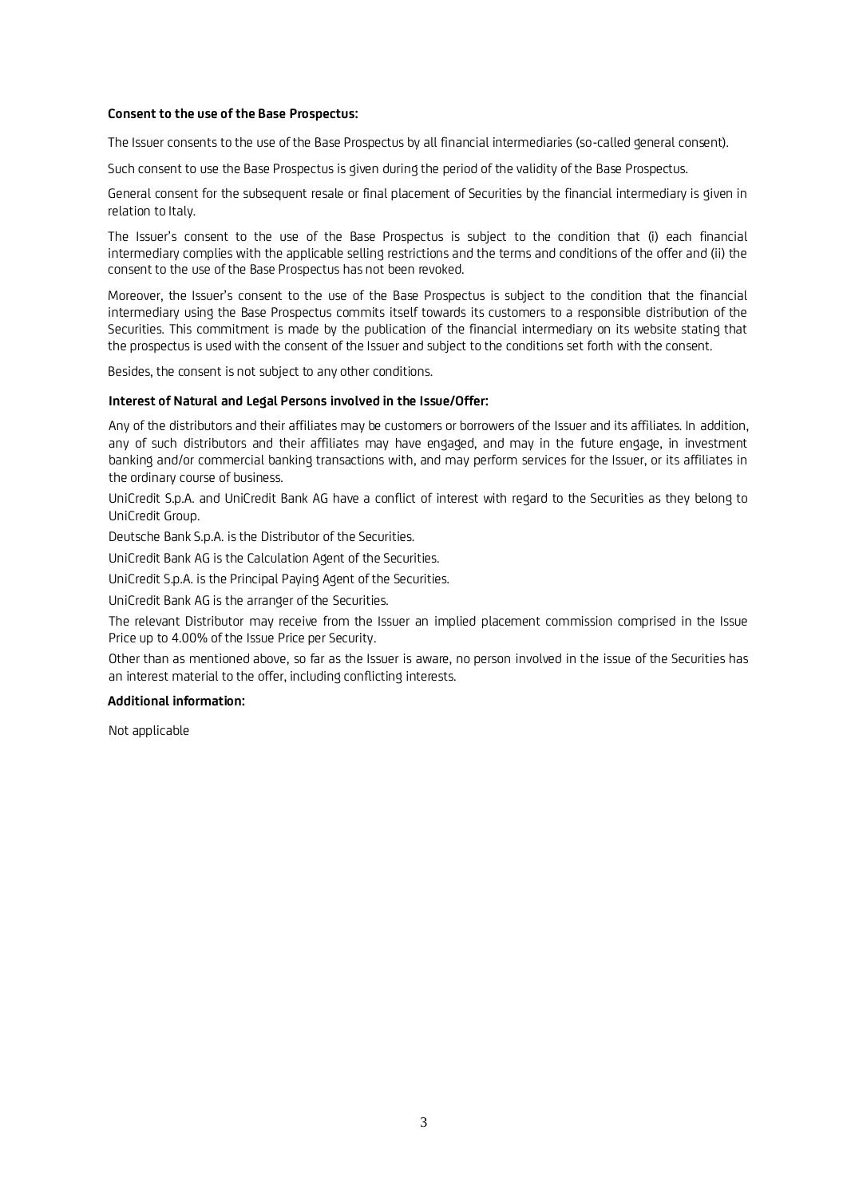**Consent to the use of the Base Prospectus:**

The Issuer consents to the use of the Base Prospectus by all financial intermediaries (so-called general consent).

Such consent to use the Base Prospectus is given during the period of the validity of the Base Prospectus.

General consent for the subsequent resale or final placement of Securities by the financial intermediary is given in relation to Italy.

The Issuer's consent to the use of the Base Prospectus is subject to the condition that (i) each financial intermediary complies with the applicable selling restrictions and the terms and conditions of the offer and (ii) the consent to the use of the Base Prospectus has not been revoked.

Moreover, the Issuer's consent to the use of the Base Prospectus is subject to the condition that the financial intermediary using the Base Prospectus commits itself towards its customers to a responsible distribution of the Securities. This commitment is made by the publication of the financial intermediary on its website stating that the prospectus is used with the consent of the Issuer and subject to the conditions set forth with the consent.

Besides, the consent is not subject to any other conditions.

**Interest of Natural and Legal Persons involved in the Issue/Offer:**

Any of the distributors and their affiliates may be customers or borrowers of the Issuer and its affiliates. In addition, any of such distributors and their affiliates may have engaged, and may in the future engage, in investment banking and/or commercial banking transactions with, and may perform services for the Issuer, or its affiliates in the ordinary course of business.

UniCredit S.p.A. and UniCredit Bank AG have a conflict of interest with regard to the Securities as they belong to UniCredit Group.

Deutsche Bank S.p.A. is the Distributor of the Securities.

UniCredit Bank AG is the Calculation Agent of the Securities.

UniCredit S.p.A. is the Principal Paying Agent of the Securities.

UniCredit Bank AG is the arranger of the Securities.

The relevant Distributor may receive from the Issuer an implied placement commission comprised in the Issue Price up to 4.00% of the Issue Price per Security.

Other than as mentioned above, so far as the Issuer is aware, no person involved in the issue of the Securities has an interest material to the offer, including conflicting interests.

**Additional information:**

Not applicable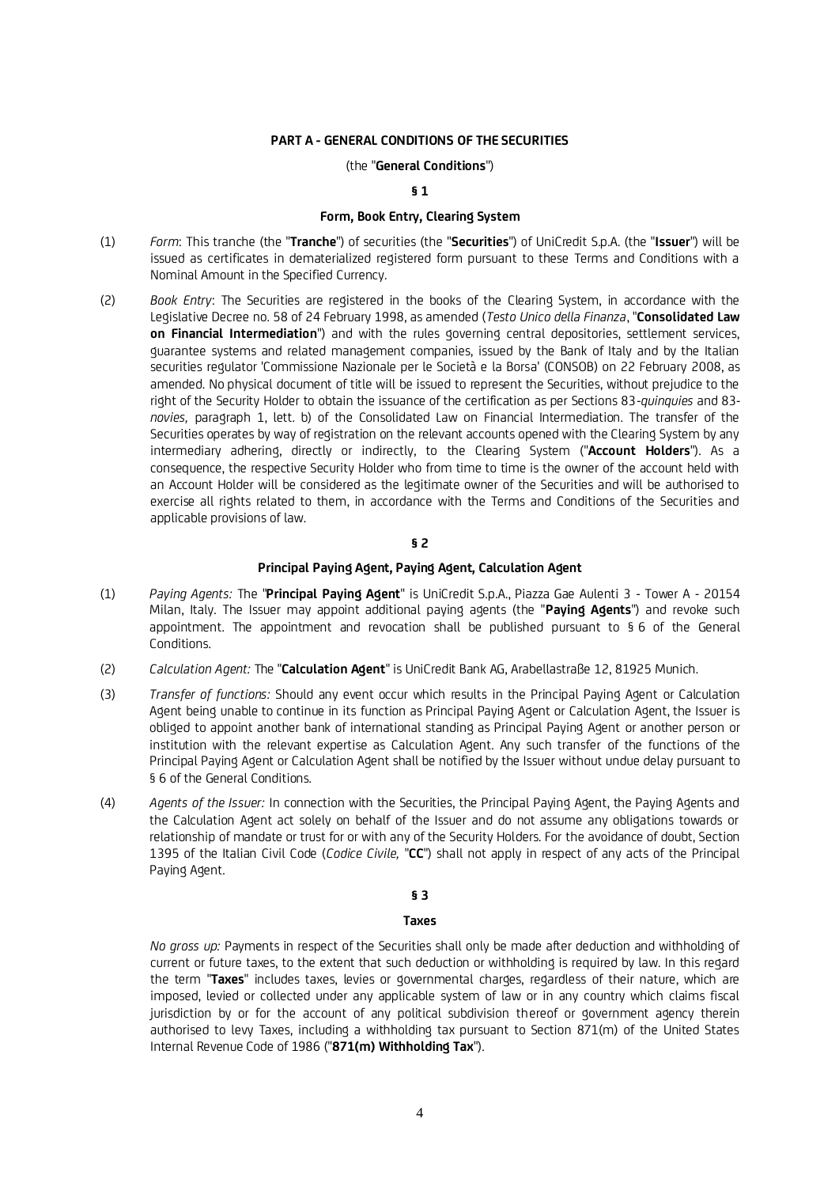**PART A - GENERAL CONDITIONS OF THE SECURITIES**

(the "**General Conditions**")

**§ 1**

**Form, Book Entry, Clearing System**

(1) *Form*: This tranche (the "**Tranche**") of securities (the "**Securities**") of UniCredit S.p.A. (the "**Issuer**") will be issued as certificates in dematerialized registered form pursuant to these Terms and Conditions with a Nominal Amount in the Specified Currency.

(2) *Book Entry*: The Securities are registered in the books of the Clearing System, in accordance with the Legislative Decree no. 58 of 24 February 1998, as amended (*Testo Unico della Finanza*, "**Consolidated Law on Financial Intermediation**") and with the rules governing central depositories, settlement services, guarantee systems and related management companies, issued by the Bank of Italy and by the Italian securities regulator 'Commissione Nazionale per le Società e la Borsa' (CONSOB) on 22 February 2008, as amended. No physical document of title will be issued to represent the Securities, without prejudice to the right of the Security Holder to obtain the issuance of the certification as per Sections 83-*quinquies* and 83-*novies*, paragraph 1, lett. b) of the Consolidated Law on Financial Intermediation. The transfer of the Securities operates by way of registration on the relevant accounts opened with the Clearing System by any intermediary adhering, directly or indirectly, to the Clearing System ("**Account Holders**"). As a consequence, the respective Security Holder who from time to time is the owner of the account held with an Account Holder will be considered as the legitimate owner of the Securities and will be authorised to exercise all rights related to them, in accordance with the Terms and Conditions of the Securities and applicable provisions of law.

**§ 2**

**Principal Paying Agent, Paying Agent, Calculation Agent**

(1) *Paying Agents:* The "**Principal Paying Agent**" is UniCredit S.p.A., Piazza Gae Aulenti 3 - Tower A - 20154 Milan, Italy. The Issuer may appoint additional paying agents (the "**Paying Agents**") and revoke such appointment. The appointment and revocation shall be published pursuant to § 6 of the General Conditions.

(2) *Calculation Agent:* The "**Calculation Agent**" is UniCredit Bank AG, Arabellastraße 12, 81925 Munich.

(3) *Transfer of functions:* Should any event occur which results in the Principal Paying Agent or Calculation Agent being unable to continue in its function as Principal Paying Agent or Calculation Agent, the Issuer is obliged to appoint another bank of international standing as Principal Paying Agent or another person or institution with the relevant expertise as Calculation Agent. Any such transfer of the functions of the Principal Paying Agent or Calculation Agent shall be notified by the Issuer without undue delay pursuant to § 6 of the General Conditions.

(4) *Agents of the Issuer:* In connection with the Securities, the Principal Paying Agent, the Paying Agents and the Calculation Agent act solely on behalf of the Issuer and do not assume any obligations towards or relationship of mandate or trust for or with any of the Security Holders. For the avoidance of doubt, Section 1395 of the Italian Civil Code (*Codice Civile,* "**CC**") shall not apply in respect of any acts of the Principal Paying Agent.

**§ 3**

**Taxes**

*No gross up:* Payments in respect of the Securities shall only be made after deduction and withholding of current or future taxes, to the extent that such deduction or withholding is required by law. In this regard the term "**Taxes**" includes taxes, levies or governmental charges, regardless of their nature, which are imposed, levied or collected under any applicable system of law or in any country which claims fiscal jurisdiction by or for the account of any political subdivision thereof or government agency therein authorised to levy Taxes, including a withholding tax pursuant to Section 871(m) of the United States Internal Revenue Code of 1986 ("**871(m) Withholding Tax**").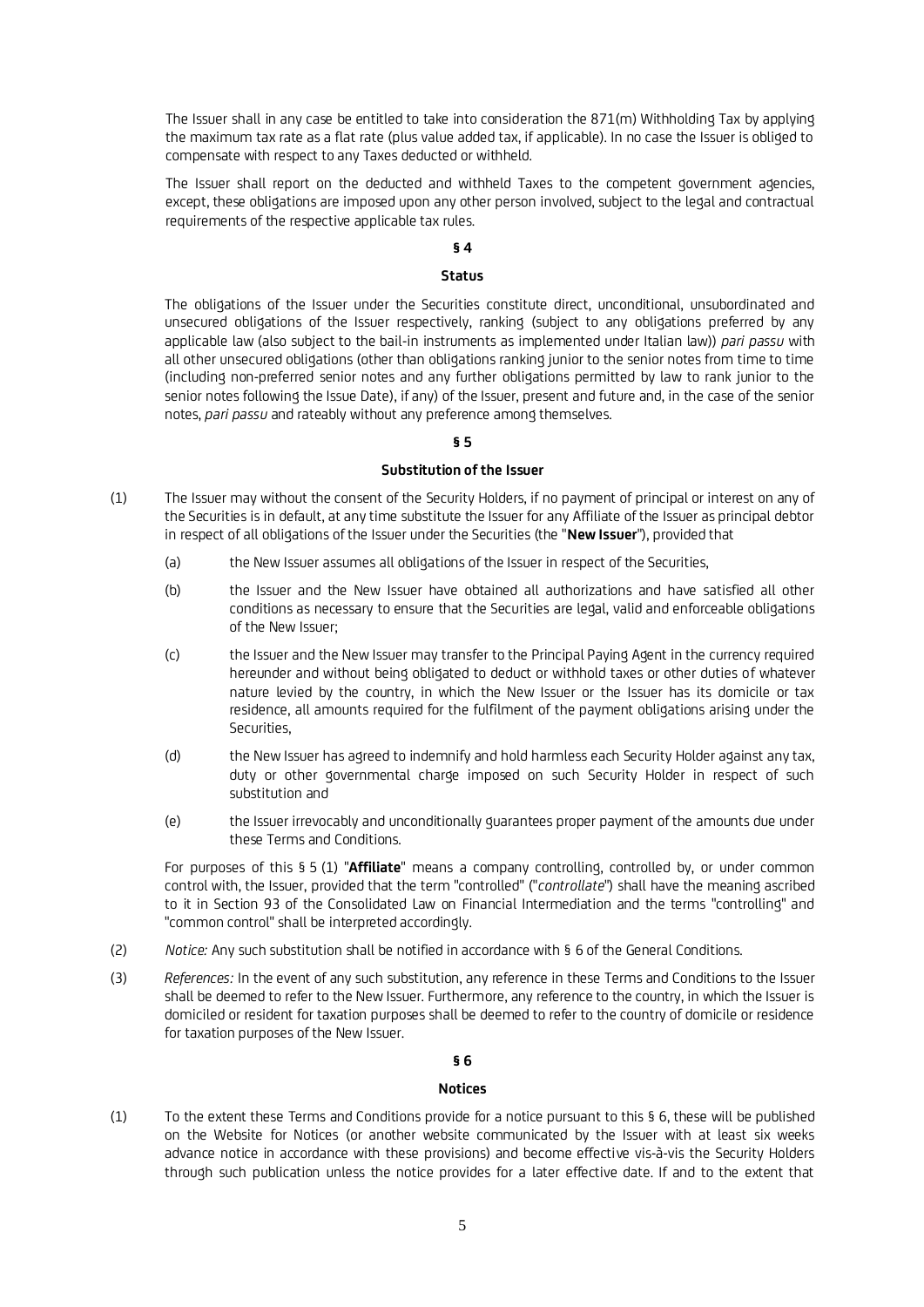The Issuer shall in any case be entitled to take into consideration the 871(m) Withholding Tax by applying the maximum tax rate as a flat rate (plus value added tax, if applicable). In no case the Issuer is obliged to compensate with respect to any Taxes deducted or withheld.

The Issuer shall report on the deducted and withheld Taxes to the competent government agencies, except, these obligations are imposed upon any other person involved, subject to the legal and contractual requirements of the respective applicable tax rules.

**§ 4**

**Status**

The obligations of the Issuer under the Securities constitute direct, unconditional, unsubordinated and unsecured obligations of the Issuer respectively, ranking (subject to any obligations preferred by any applicable law (also subject to the bail-in instruments as implemented under Italian law)) *pari passu* with all other unsecured obligations (other than obligations ranking junior to the senior notes from time to time (including non-preferred senior notes and any further obligations permitted by law to rank junior to the senior notes following the Issue Date), if any) of the Issuer, present and future and, in the case of the senior notes, *pari passu* and rateably without any preference among themselves.

**§ 5**

**Substitution of the Issuer**

(1) The Issuer may without the consent of the Security Holders, if no payment of principal or interest on any of the Securities is in default, at any time substitute the Issuer for any Affiliate of the Issuer as principal debtor in respect of all obligations of the Issuer under the Securities (the "**New Issuer**"), provided that

   (a) the New Issuer assumes all obligations of the Issuer in respect of the Securities,

   (b) the Issuer and the New Issuer have obtained all authorizations and have satisfied all other conditions as necessary to ensure that the Securities are legal, valid and enforceable obligations of the New Issuer;

   (c) the Issuer and the New Issuer may transfer to the Principal Paying Agent in the currency required hereunder and without being obligated to deduct or withhold taxes or other duties of whatever nature levied by the country, in which the New Issuer or the Issuer has its domicile or tax residence, all amounts required for the fulfilment of the payment obligations arising under the Securities,

   (d) the New Issuer has agreed to indemnify and hold harmless each Security Holder against any tax, duty or other governmental charge imposed on such Security Holder in respect of such substitution and

   (e) the Issuer irrevocably and unconditionally guarantees proper payment of the amounts due under these Terms and Conditions.

   For purposes of this § 5 (1) "**Affiliate**" means a company controlling, controlled by, or under common control with, the Issuer, provided that the term "controlled" ("*controllate*") shall have the meaning ascribed to it in Section 93 of the Consolidated Law on Financial Intermediation and the terms "controlling" and "common control" shall be interpreted accordingly.

(2) *Notice:* Any such substitution shall be notified in accordance with § 6 of the General Conditions.

(3) *References:* In the event of any such substitution, any reference in these Terms and Conditions to the Issuer shall be deemed to refer to the New Issuer. Furthermore, any reference to the country, in which the Issuer is domiciled or resident for taxation purposes shall be deemed to refer to the country of domicile or residence for taxation purposes of the New Issuer.

**§ 6**

**Notices**

(1) To the extent these Terms and Conditions provide for a notice pursuant to this § 6, these will be published on the Website for Notices (or another website communicated by the Issuer with at least six weeks advance notice in accordance with these provisions) and become effective vis-à-vis the Security Holders through such publication unless the notice provides for a later effective date. If and to the extent that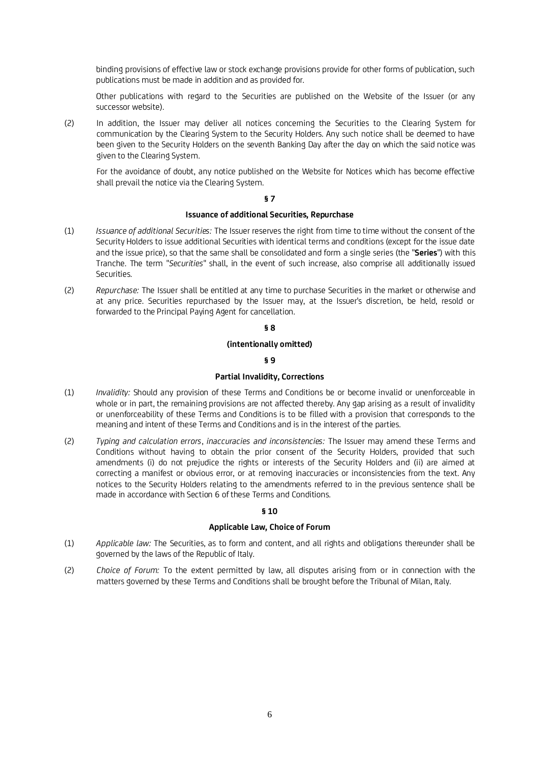binding provisions of effective law or stock exchange provisions provide for other forms of publication, such publications must be made in addition and as provided for.

Other publications with regard to the Securities are published on the Website of the Issuer (or any successor website).

(2) In addition, the Issuer may deliver all notices concerning the Securities to the Clearing System for communication by the Clearing System to the Security Holders. Any such notice shall be deemed to have been given to the Security Holders on the seventh Banking Day after the day on which the said notice was given to the Clearing System.

For the avoidance of doubt, any notice published on the Website for Notices which has become effective shall prevail the notice via the Clearing System.

**§ 7**

**Issuance of additional Securities, Repurchase**

(1) *Issuance of additional Securities:* The Issuer reserves the right from time to time without the consent of the Security Holders to issue additional Securities with identical terms and conditions (except for the issue date and the issue price), so that the same shall be consolidated and form a single series (the "**Series**") with this Tranche. The term "*Securities*" shall, in the event of such increase, also comprise all additionally issued Securities.

(2) *Repurchase:* The Issuer shall be entitled at any time to purchase Securities in the market or otherwise and at any price. Securities repurchased by the Issuer may, at the Issuer's discretion, be held, resold or forwarded to the Principal Paying Agent for cancellation.

**§ 8**

**(intentionally omitted)**

**§ 9**

**Partial Invalidity, Corrections**

(1) *Invalidity:* Should any provision of these Terms and Conditions be or become invalid or unenforceable in whole or in part, the remaining provisions are not affected thereby. Any gap arising as a result of invalidity or unenforceability of these Terms and Conditions is to be filled with a provision that corresponds to the meaning and intent of these Terms and Conditions and is in the interest of the parties.

(2) *Typing and calculation errors, inaccuracies and inconsistencies:* The Issuer may amend these Terms and Conditions without having to obtain the prior consent of the Security Holders, provided that such amendments (i) do not prejudice the rights or interests of the Security Holders and (ii) are aimed at correcting a manifest or obvious error, or at removing inaccuracies or inconsistencies from the text. Any notices to the Security Holders relating to the amendments referred to in the previous sentence shall be made in accordance with Section 6 of these Terms and Conditions.

**§ 10**

**Applicable Law, Choice of Forum**

(1) *Applicable law:* The Securities, as to form and content, and all rights and obligations thereunder shall be governed by the laws of the Republic of Italy.

(2) *Choice of Forum:* To the extent permitted by law, all disputes arising from or in connection with the matters governed by these Terms and Conditions shall be brought before the Tribunal of Milan, Italy.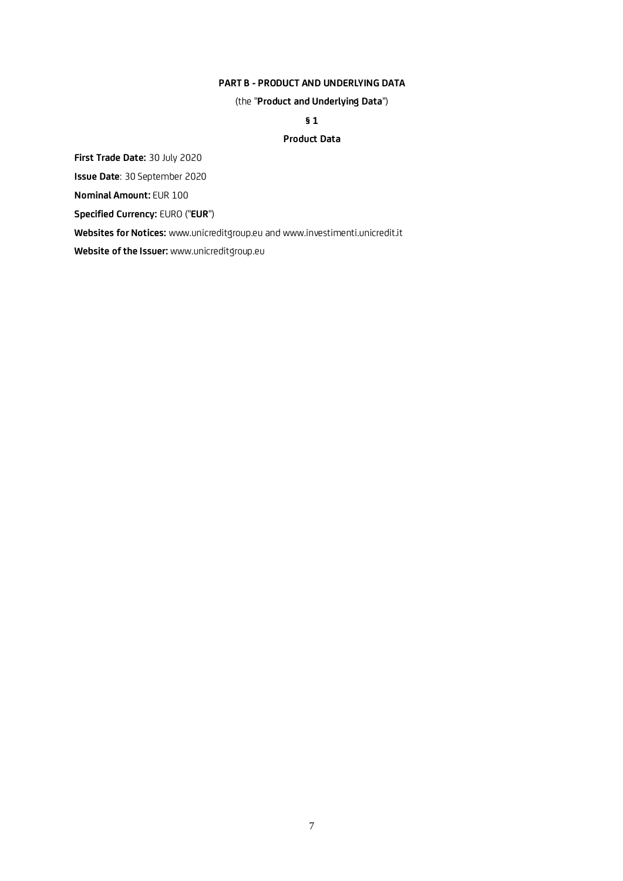## PART B - PRODUCT AND UNDERLYING DATA

(the "**Product and Underlying Data**")

### § 1

### Product Data

**First Trade Date:** 30 July 2020

**Issue Date**: 30 September 2020

**Nominal Amount:** EUR 100

**Specified Currency:** EURO ("**EUR**")

**Websites for Notices:** www.unicreditgroup.eu and www.investimenti.unicredit.it

**Website of the Issuer:** www.unicreditgroup.eu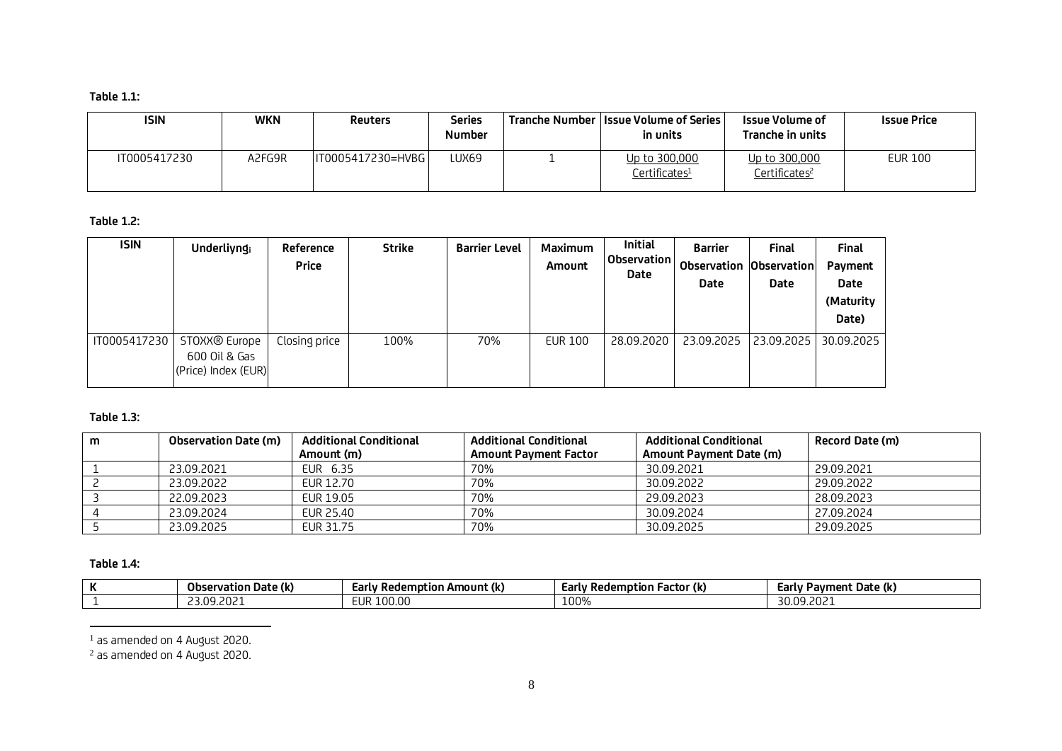**Table 1.1:**

| ISIN | WKN | Reuters | Series Number | Tranche Number | Issue Volume of Series in units | Issue Volume of Tranche in units | Issue Price |
|---|---|---|---|---|---|---|---|
| IT0005417230 | A2FG9R | IT0005417230=HVBG | LUX69 | 1 | Up to 300,000 Certificates[1] | Up to 300,000 Certificates[2] | EUR 100 |

**Table 1.2:**

| ISIN | Underliyng | Reference Price | Strike | Barrier Level | Maximum Amount | Initial Observation Date | Barrier Observation Date | Final Observation Date | Final Payment Date (Maturity Date) |
|---|---|---|---|---|---|---|---|---|---|
| IT0005417230 | STOXX® Europe 600 Oil & Gas (Price) Index (EUR) | Closing price | 100% | 70% | EUR 100 | 28.09.2020 | 23.09.2025 | 23.09.2025 | 30.09.2025 |

**Table 1.3:**

| m | Observation Date (m) | Additional Conditional Amount (m) | Additional Conditional Amount Payment Factor | Additional Conditional Amount Payment Date (m) | Record Date (m) |
|---|---|---|---|---|---|
| 1 | 23.09.2021 | EUR 6.35 | 70% | 30.09.2021 | 29.09.2021 |
| 2 | 23.09.2022 | EUR 12.70 | 70% | 30.09.2022 | 29.09.2022 |
| 3 | 22.09.2023 | EUR 19.05 | 70% | 29.09.2023 | 28.09.2023 |
| 4 | 23.09.2024 | EUR 25.40 | 70% | 30.09.2024 | 27.09.2024 |
| 5 | 23.09.2025 | EUR 31.75 | 70% | 30.09.2025 | 29.09.2025 |

**Table 1.4:**

| K | Observation Date (k) | Early Redemption Amount (k) | Early Redemption Factor (k) | Early Payment Date (k) |
|---|---|---|---|---|
| 1 | 23.09.2021 | EUR 100.00 | 100% | 30.09.2021 |

[1] as amended on 4 August 2020.

[2] as amended on 4 August 2020.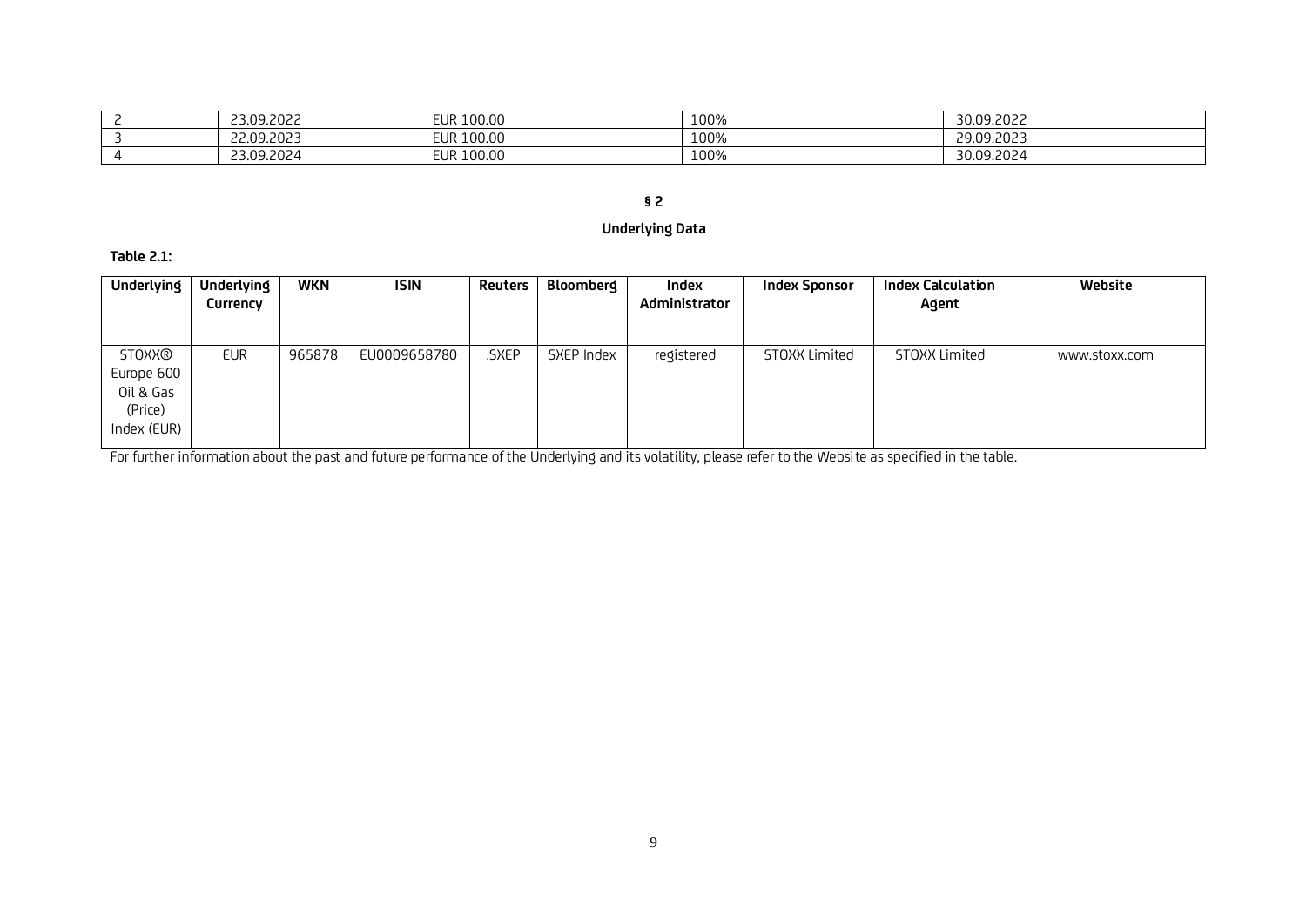| 2 | 23.09.2022 | EUR 100.00 | 100% | 30.09.2022 |
|---|---|---|---|---|
| 3 | 22.09.2023 | EUR 100.00 | 100% | 29.09.2023 |
| 4 | 23.09.2024 | EUR 100.00 | 100% | 30.09.2024 |

**§ 2**

**Underlying Data**

**Table 2.1:**

| Underlying | Underlying Currency | WKN | ISIN | Reuters | Bloomberg | Index Administrator | Index Sponsor | Index Calculation Agent | Website |
|---|---|---|---|---|---|---|---|---|---|
| STOXX® Europe 600 Oil & Gas (Price) Index (EUR) | EUR | 965878 | EU0009658780 | .SXEP | SXEP Index | registered | STOXX Limited | STOXX Limited | www.stoxx.com |

For further information about the past and future performance of the Underlying and its volatility, please refer to the Website as specified in the table.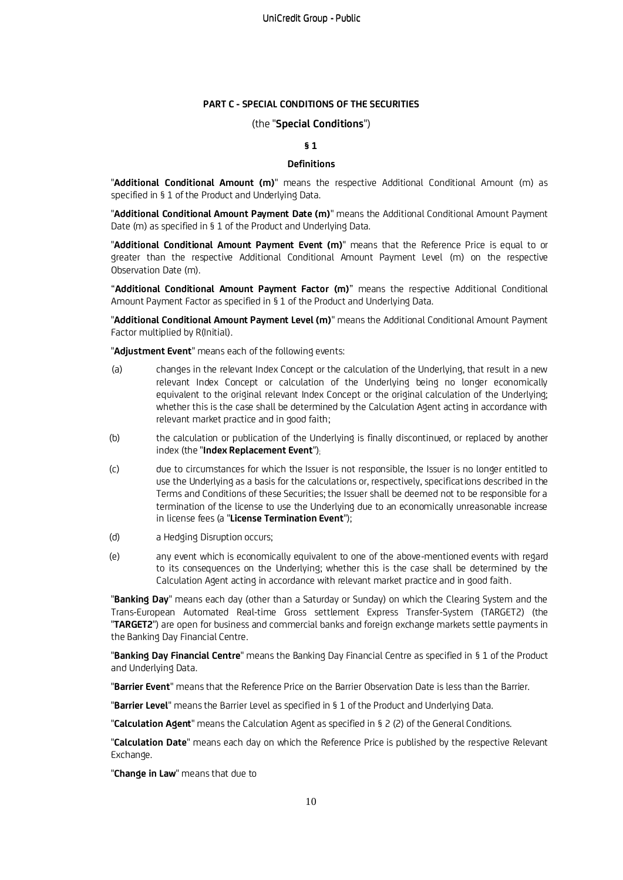**PART C - SPECIAL CONDITIONS OF THE SECURITIES**

(the "**Special Conditions**")

**§ 1**

**Definitions**

"**Additional Conditional Amount (m)**" means the respective Additional Conditional Amount (m) as specified in § 1 of the Product and Underlying Data.

"**Additional Conditional Amount Payment Date (m)**" means the Additional Conditional Amount Payment Date (m) as specified in § 1 of the Product and Underlying Data.

"**Additional Conditional Amount Payment Event (m)**" means that the Reference Price is equal to or greater than the respective Additional Conditional Amount Payment Level (m) on the respective Observation Date (m).

"**Additional Conditional Amount Payment Factor (m)**" means the respective Additional Conditional Amount Payment Factor as specified in § 1 of the Product and Underlying Data.

"**Additional Conditional Amount Payment Level (m)**" means the Additional Conditional Amount Payment Factor multiplied by R(Initial).

"**Adjustment Event**" means each of the following events:

(a) changes in the relevant Index Concept or the calculation of the Underlying, that result in a new relevant Index Concept or calculation of the Underlying being no longer economically equivalent to the original relevant Index Concept or the original calculation of the Underlying; whether this is the case shall be determined by the Calculation Agent acting in accordance with relevant market practice and in good faith;

(b) the calculation or publication of the Underlying is finally discontinued, or replaced by another index (the "**Index Replacement Event**");

(c) due to circumstances for which the Issuer is not responsible, the Issuer is no longer entitled to use the Underlying as a basis for the calculations or, respectively, specifications described in the Terms and Conditions of these Securities; the Issuer shall be deemed not to be responsible for a termination of the license to use the Underlying due to an economically unreasonable increase in license fees (a "**License Termination Event**");

(d) a Hedging Disruption occurs;

(e) any event which is economically equivalent to one of the above-mentioned events with regard to its consequences on the Underlying; whether this is the case shall be determined by the Calculation Agent acting in accordance with relevant market practice and in good faith.

"**Banking Day**" means each day (other than a Saturday or Sunday) on which the Clearing System and the Trans-European Automated Real-time Gross settlement Express Transfer-System (TARGET2) (the "**TARGET2**") are open for business and commercial banks and foreign exchange markets settle payments in the Banking Day Financial Centre.

"**Banking Day Financial Centre**" means the Banking Day Financial Centre as specified in § 1 of the Product and Underlying Data.

"**Barrier Event**" means that the Reference Price on the Barrier Observation Date is less than the Barrier.

"**Barrier Level**" means the Barrier Level as specified in § 1 of the Product and Underlying Data.

"**Calculation Agent**" means the Calculation Agent as specified in § 2 (2) of the General Conditions.

"**Calculation Date**" means each day on which the Reference Price is published by the respective Relevant Exchange.

"**Change in Law**" means that due to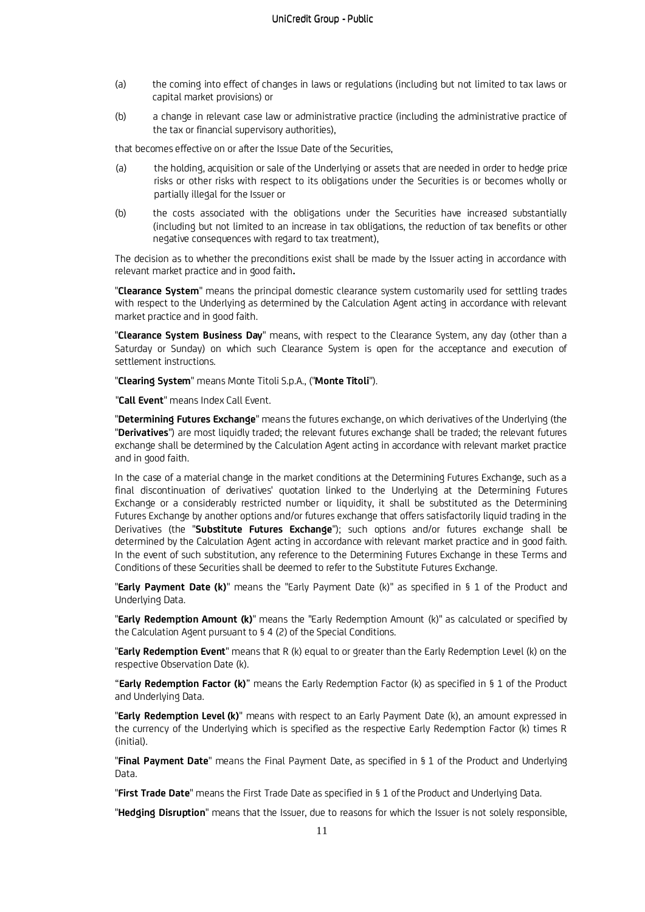(a) the coming into effect of changes in laws or regulations (including but not limited to tax laws or capital market provisions) or

(b) a change in relevant case law or administrative practice (including the administrative practice of the tax or financial supervisory authorities),

that becomes effective on or after the Issue Date of the Securities,

(a) the holding, acquisition or sale of the Underlying or assets that are needed in order to hedge price risks or other risks with respect to its obligations under the Securities is or becomes wholly or partially illegal for the Issuer or

(b) the costs associated with the obligations under the Securities have increased substantially (including but not limited to an increase in tax obligations, the reduction of tax benefits or other negative consequences with regard to tax treatment),

The decision as to whether the preconditions exist shall be made by the Issuer acting in accordance with relevant market practice and in good faith**.**

"**Clearance System**" means the principal domestic clearance system customarily used for settling trades with respect to the Underlying as determined by the Calculation Agent acting in accordance with relevant market practice and in good faith.

"**Clearance System Business Day**" means, with respect to the Clearance System, any day (other than a Saturday or Sunday) on which such Clearance System is open for the acceptance and execution of settlement instructions.

"**Clearing System**" means Monte Titoli S.p.A., ("**Monte Titoli**").

"**Call Event**" means Index Call Event.

"**Determining Futures Exchange**" means the futures exchange, on which derivatives of the Underlying (the "**Derivatives**") are most liquidly traded; the relevant futures exchange shall be traded; the relevant futures exchange shall be determined by the Calculation Agent acting in accordance with relevant market practice and in good faith.

In the case of a material change in the market conditions at the Determining Futures Exchange, such as a final discontinuation of derivatives' quotation linked to the Underlying at the Determining Futures Exchange or a considerably restricted number or liquidity, it shall be substituted as the Determining Futures Exchange by another options and/or futures exchange that offers satisfactorily liquid trading in the Derivatives (the "**Substitute Futures Exchange**"); such options and/or futures exchange shall be determined by the Calculation Agent acting in accordance with relevant market practice and in good faith. In the event of such substitution, any reference to the Determining Futures Exchange in these Terms and Conditions of these Securities shall be deemed to refer to the Substitute Futures Exchange.

"**Early Payment Date (k)**" means the "Early Payment Date (k)" as specified in § 1 of the Product and Underlying Data.

"**Early Redemption Amount (k)**" means the "Early Redemption Amount (k)" as calculated or specified by the Calculation Agent pursuant to § 4 (2) of the Special Conditions.

"**Early Redemption Event**" means that R (k) equal to or greater than the Early Redemption Level (k) on the respective Observation Date (k).

"**Early Redemption Factor (k)**" means the Early Redemption Factor (k) as specified in § 1 of the Product and Underlying Data.

"**Early Redemption Level (k)**" means with respect to an Early Payment Date (k), an amount expressed in the currency of the Underlying which is specified as the respective Early Redemption Factor (k) times R (initial).

"**Final Payment Date**" means the Final Payment Date, as specified in § 1 of the Product and Underlying Data.

"**First Trade Date**" means the First Trade Date as specified in § 1 of the Product and Underlying Data.

"**Hedging Disruption**" means that the Issuer, due to reasons for which the Issuer is not solely responsible,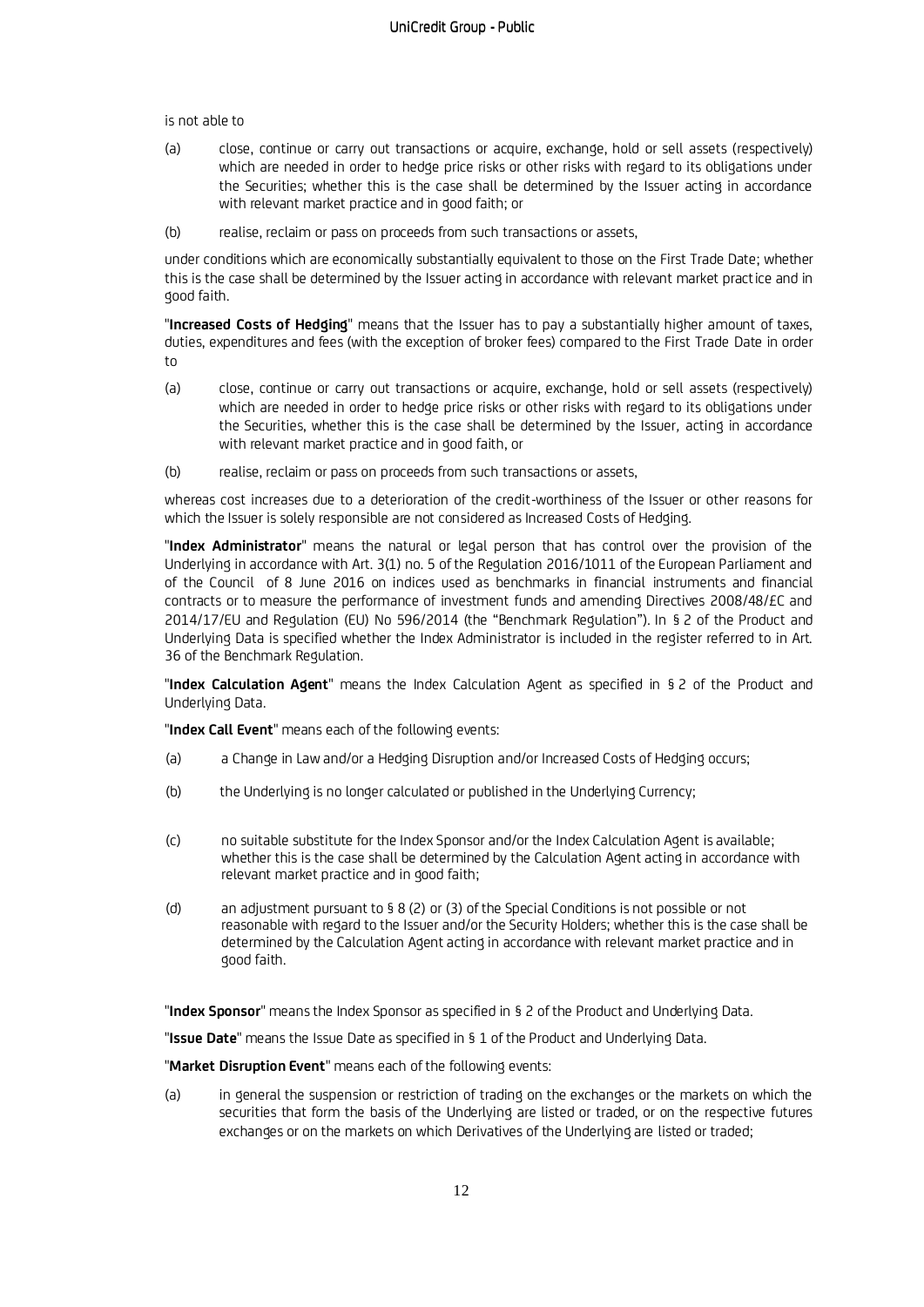is not able to

(a) close, continue or carry out transactions or acquire, exchange, hold or sell assets (respectively) which are needed in order to hedge price risks or other risks with regard to its obligations under the Securities; whether this is the case shall be determined by the Issuer acting in accordance with relevant market practice and in good faith; or

(b) realise, reclaim or pass on proceeds from such transactions or assets,

under conditions which are economically substantially equivalent to those on the First Trade Date; whether this is the case shall be determined by the Issuer acting in accordance with relevant market practice and in good faith.

"**Increased Costs of Hedging**" means that the Issuer has to pay a substantially higher amount of taxes, duties, expenditures and fees (with the exception of broker fees) compared to the First Trade Date in order to

(a) close, continue or carry out transactions or acquire, exchange, hold or sell assets (respectively) which are needed in order to hedge price risks or other risks with regard to its obligations under the Securities, whether this is the case shall be determined by the Issuer, acting in accordance with relevant market practice and in good faith, or

(b) realise, reclaim or pass on proceeds from such transactions or assets,

whereas cost increases due to a deterioration of the credit-worthiness of the Issuer or other reasons for which the Issuer is solely responsible are not considered as Increased Costs of Hedging.

"**Index Administrator**" means the natural or legal person that has control over the provision of the Underlying in accordance with Art. 3(1) no. 5 of the Regulation 2016/1011 of the European Parliament and of the Council of 8 June 2016 on indices used as benchmarks in financial instruments and financial contracts or to measure the performance of investment funds and amending Directives 2008/48/EC and 2014/17/EU and Regulation (EU) No 596/2014 (the "Benchmark Regulation"). In § 2 of the Product and Underlying Data is specified whether the Index Administrator is included in the register referred to in Art. 36 of the Benchmark Regulation.

"**Index Calculation Agent**" means the Index Calculation Agent as specified in § 2 of the Product and Underlying Data.

"**Index Call Event**" means each of the following events:

(a) a Change in Law and/or a Hedging Disruption and/or Increased Costs of Hedging occurs;

(b) the Underlying is no longer calculated or published in the Underlying Currency;

(c) no suitable substitute for the Index Sponsor and/or the Index Calculation Agent is available; whether this is the case shall be determined by the Calculation Agent acting in accordance with relevant market practice and in good faith;

(d) an adjustment pursuant to § 8 (2) or (3) of the Special Conditions is not possible or not reasonable with regard to the Issuer and/or the Security Holders; whether this is the case shall be determined by the Calculation Agent acting in accordance with relevant market practice and in good faith.

"**Index Sponsor**" means the Index Sponsor as specified in § 2 of the Product and Underlying Data.

"**Issue Date**" means the Issue Date as specified in § 1 of the Product and Underlying Data.

"**Market Disruption Event**" means each of the following events:

(a) in general the suspension or restriction of trading on the exchanges or the markets on which the securities that form the basis of the Underlying are listed or traded, or on the respective futures exchanges or on the markets on which Derivatives of the Underlying are listed or traded;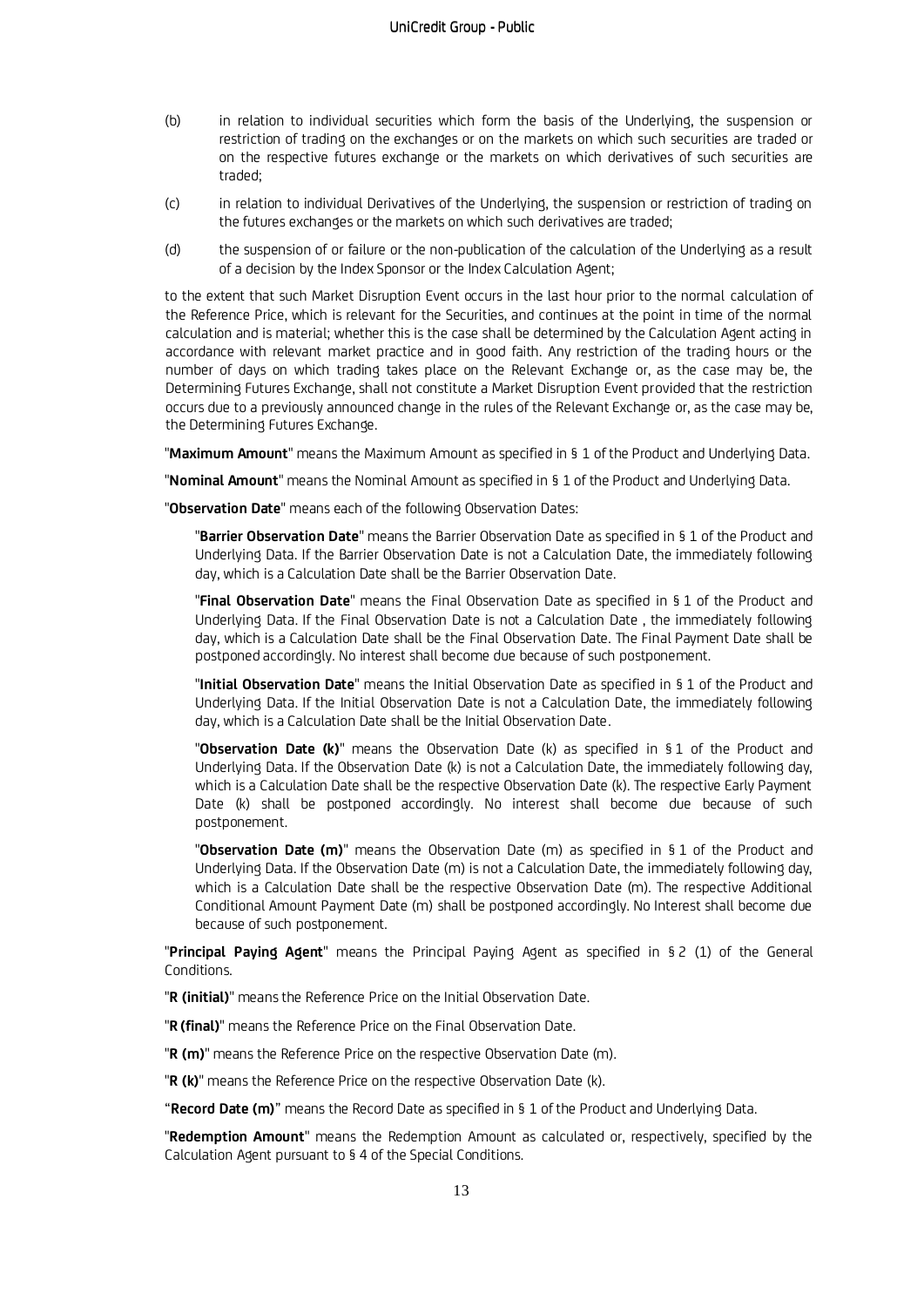(b) in relation to individual securities which form the basis of the Underlying, the suspension or restriction of trading on the exchanges or on the markets on which such securities are traded or on the respective futures exchange or the markets on which derivatives of such securities are traded;

(c) in relation to individual Derivatives of the Underlying, the suspension or restriction of trading on the futures exchanges or the markets on which such derivatives are traded;

(d) the suspension of or failure or the non-publication of the calculation of the Underlying as a result of a decision by the Index Sponsor or the Index Calculation Agent;

to the extent that such Market Disruption Event occurs in the last hour prior to the normal calculation of the Reference Price, which is relevant for the Securities, and continues at the point in time of the normal calculation and is material; whether this is the case shall be determined by the Calculation Agent acting in accordance with relevant market practice and in good faith. Any restriction of the trading hours or the number of days on which trading takes place on the Relevant Exchange or, as the case may be, the Determining Futures Exchange, shall not constitute a Market Disruption Event provided that the restriction occurs due to a previously announced change in the rules of the Relevant Exchange or, as the case may be, the Determining Futures Exchange.

"**Maximum Amount**" means the Maximum Amount as specified in § 1 of the Product and Underlying Data.

"**Nominal Amount**" means the Nominal Amount as specified in § 1 of the Product and Underlying Data.

"**Observation Date**" means each of the following Observation Dates:

"**Barrier Observation Date**" means the Barrier Observation Date as specified in § 1 of the Product and Underlying Data. If the Barrier Observation Date is not a Calculation Date, the immediately following day, which is a Calculation Date shall be the Barrier Observation Date.

"**Final Observation Date**" means the Final Observation Date as specified in § 1 of the Product and Underlying Data. If the Final Observation Date is not a Calculation Date , the immediately following day, which is a Calculation Date shall be the Final Observation Date. The Final Payment Date shall be postponed accordingly. No interest shall become due because of such postponement.

"**Initial Observation Date**" means the Initial Observation Date as specified in § 1 of the Product and Underlying Data. If the Initial Observation Date is not a Calculation Date, the immediately following day, which is a Calculation Date shall be the Initial Observation Date.

"**Observation Date (k)**" means the Observation Date (k) as specified in § 1 of the Product and Underlying Data. If the Observation Date (k) is not a Calculation Date, the immediately following day, which is a Calculation Date shall be the respective Observation Date (k). The respective Early Payment Date (k) shall be postponed accordingly. No interest shall become due because of such postponement.

"**Observation Date (m)**" means the Observation Date (m) as specified in § 1 of the Product and Underlying Data. If the Observation Date (m) is not a Calculation Date, the immediately following day, which is a Calculation Date shall be the respective Observation Date (m). The respective Additional Conditional Amount Payment Date (m) shall be postponed accordingly. No Interest shall become due because of such postponement.

"**Principal Paying Agent**" means the Principal Paying Agent as specified in § 2 (1) of the General Conditions.

"**R (initial)**" means the Reference Price on the Initial Observation Date.

"**R (final)**" means the Reference Price on the Final Observation Date.

"**R (m)**" means the Reference Price on the respective Observation Date (m).

"**R (k)**" means the Reference Price on the respective Observation Date (k).

"**Record Date (m)**" means the Record Date as specified in § 1 of the Product and Underlying Data.

"**Redemption Amount**" means the Redemption Amount as calculated or, respectively, specified by the Calculation Agent pursuant to § 4 of the Special Conditions.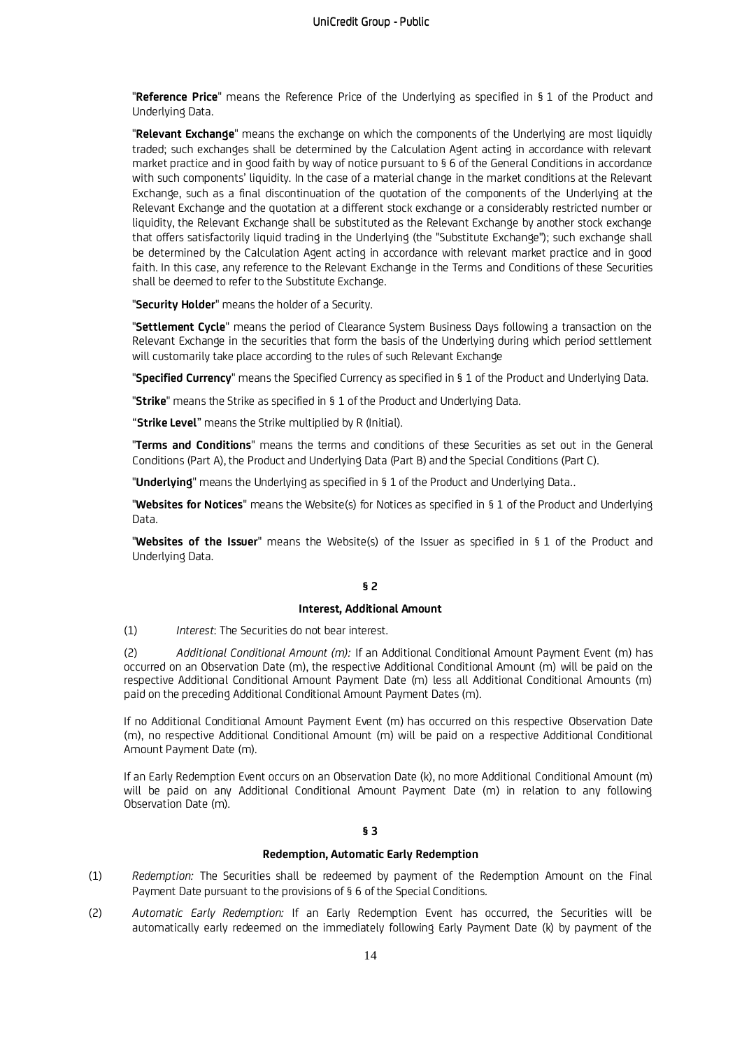"**Reference Price**" means the Reference Price of the Underlying as specified in § 1 of the Product and Underlying Data.

"**Relevant Exchange**" means the exchange on which the components of the Underlying are most liquidly traded; such exchanges shall be determined by the Calculation Agent acting in accordance with relevant market practice and in good faith by way of notice pursuant to § 6 of the General Conditions in accordance with such components' liquidity. In the case of a material change in the market conditions at the Relevant Exchange, such as a final discontinuation of the quotation of the components of the Underlying at the Relevant Exchange and the quotation at a different stock exchange or a considerably restricted number or liquidity, the Relevant Exchange shall be substituted as the Relevant Exchange by another stock exchange that offers satisfactorily liquid trading in the Underlying (the "Substitute Exchange"); such exchange shall be determined by the Calculation Agent acting in accordance with relevant market practice and in good faith. In this case, any reference to the Relevant Exchange in the Terms and Conditions of these Securities shall be deemed to refer to the Substitute Exchange.

"**Security Holder**" means the holder of a Security.

"**Settlement Cycle**" means the period of Clearance System Business Days following a transaction on the Relevant Exchange in the securities that form the basis of the Underlying during which period settlement will customarily take place according to the rules of such Relevant Exchange

"**Specified Currency**" means the Specified Currency as specified in § 1 of the Product and Underlying Data.

"**Strike**" means the Strike as specified in § 1 of the Product and Underlying Data.

"**Strike Level**" means the Strike multiplied by R (Initial).

"**Terms and Conditions**" means the terms and conditions of these Securities as set out in the General Conditions (Part A), the Product and Underlying Data (Part B) and the Special Conditions (Part C).

"**Underlying**" means the Underlying as specified in § 1 of the Product and Underlying Data..

"**Websites for Notices**" means the Website(s) for Notices as specified in § 1 of the Product and Underlying Data.

"**Websites of the Issuer**" means the Website(s) of the Issuer as specified in § 1 of the Product and Underlying Data.

**§ 2**

**Interest, Additional Amount**

(1) *Interest*: The Securities do not bear interest.

(2) *Additional Conditional Amount (m):* If an Additional Conditional Amount Payment Event (m) has occurred on an Observation Date (m), the respective Additional Conditional Amount (m) will be paid on the respective Additional Conditional Amount Payment Date (m) less all Additional Conditional Amounts (m) paid on the preceding Additional Conditional Amount Payment Dates (m).

If no Additional Conditional Amount Payment Event (m) has occurred on this respective Observation Date (m), no respective Additional Conditional Amount (m) will be paid on a respective Additional Conditional Amount Payment Date (m).

If an Early Redemption Event occurs on an Observation Date (k), no more Additional Conditional Amount (m) will be paid on any Additional Conditional Amount Payment Date (m) in relation to any following Observation Date (m).

**§ 3**

**Redemption, Automatic Early Redemption**

(1) *Redemption:* The Securities shall be redeemed by payment of the Redemption Amount on the Final Payment Date pursuant to the provisions of § 6 of the Special Conditions.

(2) *Automatic Early Redemption:* If an Early Redemption Event has occurred, the Securities will be automatically early redeemed on the immediately following Early Payment Date (k) by payment of the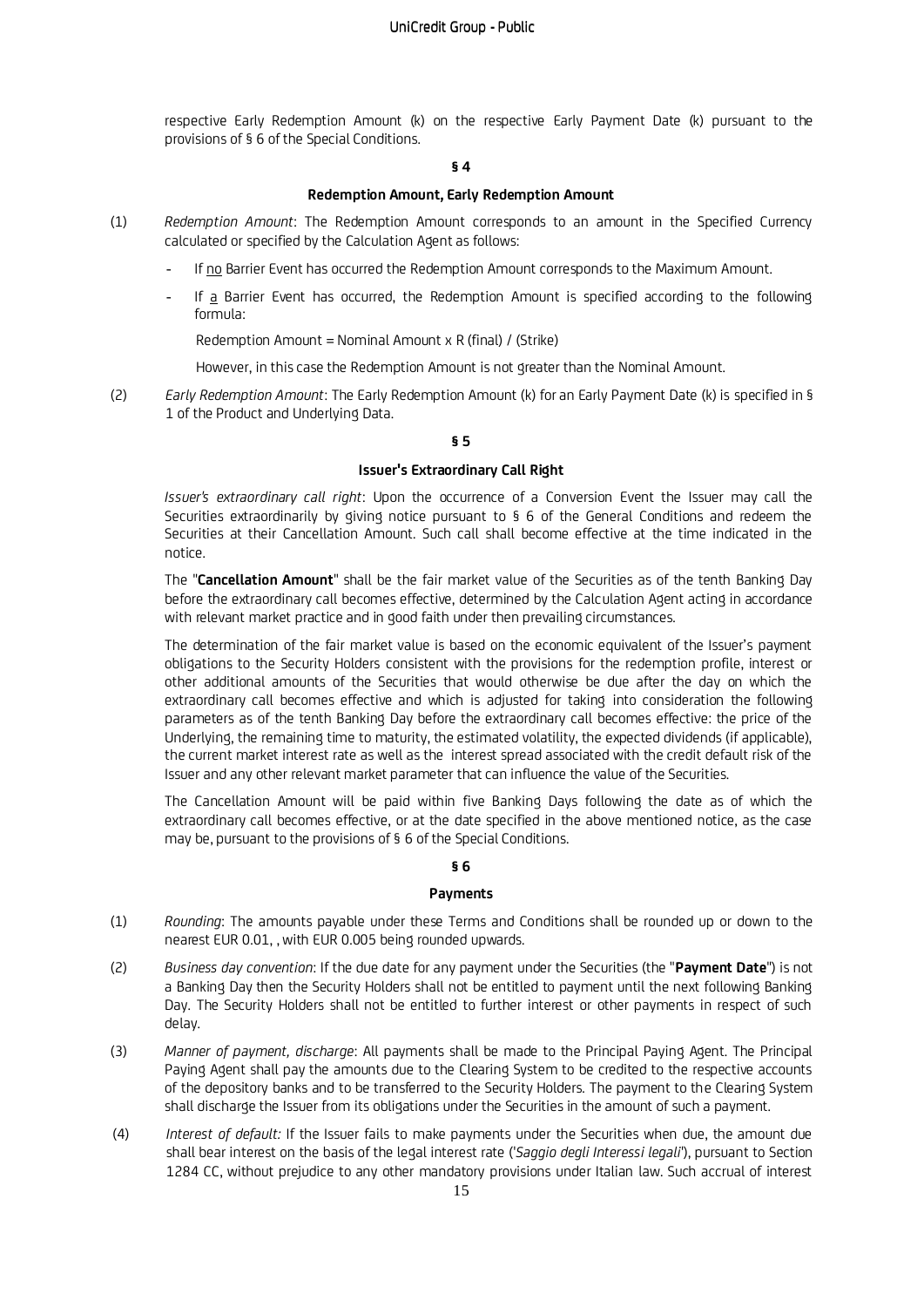respective Early Redemption Amount (k) on the respective Early Payment Date (k) pursuant to the provisions of § 6 of the Special Conditions.

**§ 4**

**Redemption Amount, Early Redemption Amount**

(1) *Redemption Amount*: The Redemption Amount corresponds to an amount in the Specified Currency calculated or specified by the Calculation Agent as follows:

- If no Barrier Event has occurred the Redemption Amount corresponds to the Maximum Amount.
- If a Barrier Event has occurred, the Redemption Amount is specified according to the following formula:

  Redemption Amount = Nominal Amount x R (final) / (Strike)

  However, in this case the Redemption Amount is not greater than the Nominal Amount.

(2) *Early Redemption Amount*: The Early Redemption Amount (k) for an Early Payment Date (k) is specified in § 1 of the Product and Underlying Data.

**§ 5**

**Issuer's Extraordinary Call Right**

*Issuer's extraordinary call right*: Upon the occurrence of a Conversion Event the Issuer may call the Securities extraordinarily by giving notice pursuant to § 6 of the General Conditions and redeem the Securities at their Cancellation Amount. Such call shall become effective at the time indicated in the notice.

The "**Cancellation Amount**" shall be the fair market value of the Securities as of the tenth Banking Day before the extraordinary call becomes effective, determined by the Calculation Agent acting in accordance with relevant market practice and in good faith under then prevailing circumstances.

The determination of the fair market value is based on the economic equivalent of the Issuer's payment obligations to the Security Holders consistent with the provisions for the redemption profile, interest or other additional amounts of the Securities that would otherwise be due after the day on which the extraordinary call becomes effective and which is adjusted for taking into consideration the following parameters as of the tenth Banking Day before the extraordinary call becomes effective: the price of the Underlying, the remaining time to maturity, the estimated volatility, the expected dividends (if applicable), the current market interest rate as well as the interest spread associated with the credit default risk of the Issuer and any other relevant market parameter that can influence the value of the Securities.

The Cancellation Amount will be paid within five Banking Days following the date as of which the extraordinary call becomes effective, or at the date specified in the above mentioned notice, as the case may be, pursuant to the provisions of § 6 of the Special Conditions.

**§ 6**

**Payments**

(1) *Rounding*: The amounts payable under these Terms and Conditions shall be rounded up or down to the nearest EUR 0.01, , with EUR 0.005 being rounded upwards.

(2) *Business day convention*: If the due date for any payment under the Securities (the "**Payment Date**") is not a Banking Day then the Security Holders shall not be entitled to payment until the next following Banking Day. The Security Holders shall not be entitled to further interest or other payments in respect of such delay.

(3) *Manner of payment, discharge*: All payments shall be made to the Principal Paying Agent. The Principal Paying Agent shall pay the amounts due to the Clearing System to be credited to the respective accounts of the depository banks and to be transferred to the Security Holders. The payment to the Clearing System shall discharge the Issuer from its obligations under the Securities in the amount of such a payment.

(4) *Interest of default:* If the Issuer fails to make payments under the Securities when due, the amount due shall bear interest on the basis of the legal interest rate ('*Saggio degli Interessi legali*'), pursuant to Section 1284 CC, without prejudice to any other mandatory provisions under Italian law. Such accrual of interest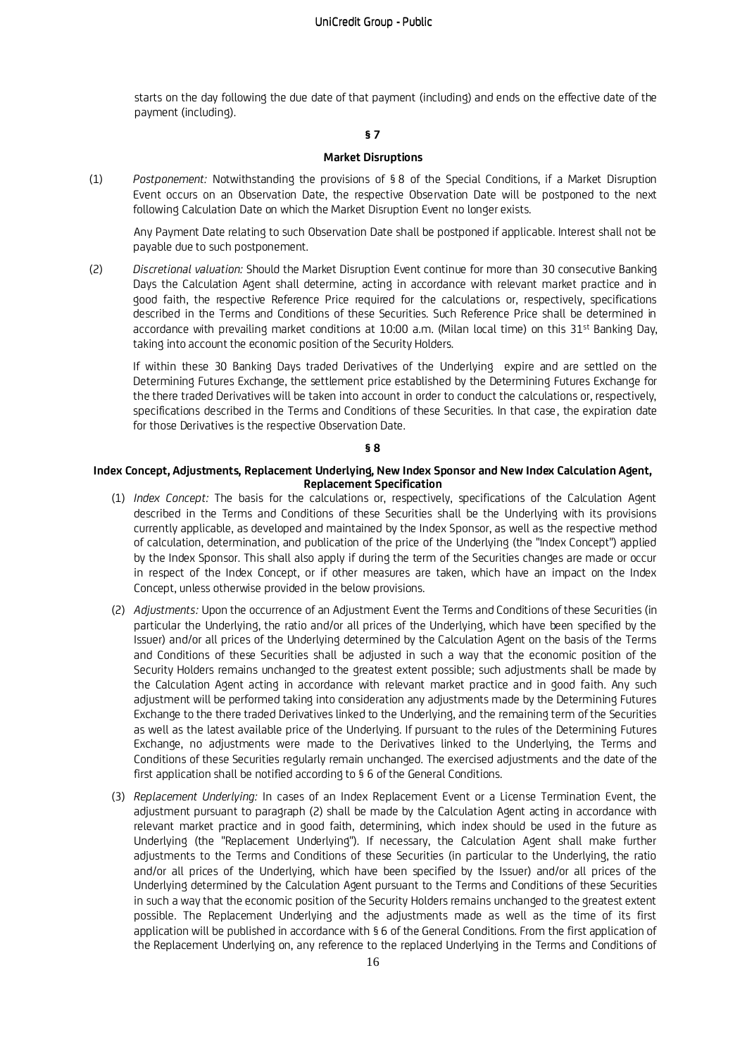starts on the day following the due date of that payment (including) and ends on the effective date of the payment (including).

**§ 7**

**Market Disruptions**

(1) *Postponement:* Notwithstanding the provisions of § 8 of the Special Conditions, if a Market Disruption Event occurs on an Observation Date, the respective Observation Date will be postponed to the next following Calculation Date on which the Market Disruption Event no longer exists.

Any Payment Date relating to such Observation Date shall be postponed if applicable. Interest shall not be payable due to such postponement.

(2) *Discretional valuation:* Should the Market Disruption Event continue for more than 30 consecutive Banking Days the Calculation Agent shall determine, acting in accordance with relevant market practice and in good faith, the respective Reference Price required for the calculations or, respectively, specifications described in the Terms and Conditions of these Securities. Such Reference Price shall be determined in accordance with prevailing market conditions at 10:00 a.m. (Milan local time) on this 31st Banking Day, taking into account the economic position of the Security Holders.

If within these 30 Banking Days traded Derivatives of the Underlying expire and are settled on the Determining Futures Exchange, the settlement price established by the Determining Futures Exchange for the there traded Derivatives will be taken into account in order to conduct the calculations or, respectively, specifications described in the Terms and Conditions of these Securities. In that case, the expiration date for those Derivatives is the respective Observation Date.

**§ 8**

**Index Concept, Adjustments, Replacement Underlying, New Index Sponsor and New Index Calculation Agent, Replacement Specification**

(1) *Index Concept:* The basis for the calculations or, respectively, specifications of the Calculation Agent described in the Terms and Conditions of these Securities shall be the Underlying with its provisions currently applicable, as developed and maintained by the Index Sponsor, as well as the respective method of calculation, determination, and publication of the price of the Underlying (the "Index Concept") applied by the Index Sponsor. This shall also apply if during the term of the Securities changes are made or occur in respect of the Index Concept, or if other measures are taken, which have an impact on the Index Concept, unless otherwise provided in the below provisions.

(2) *Adjustments:* Upon the occurrence of an Adjustment Event the Terms and Conditions of these Securities (in particular the Underlying, the ratio and/or all prices of the Underlying, which have been specified by the Issuer) and/or all prices of the Underlying determined by the Calculation Agent on the basis of the Terms and Conditions of these Securities shall be adjusted in such a way that the economic position of the Security Holders remains unchanged to the greatest extent possible; such adjustments shall be made by the Calculation Agent acting in accordance with relevant market practice and in good faith. Any such adjustment will be performed taking into consideration any adjustments made by the Determining Futures Exchange to the there traded Derivatives linked to the Underlying, and the remaining term of the Securities as well as the latest available price of the Underlying. If pursuant to the rules of the Determining Futures Exchange, no adjustments were made to the Derivatives linked to the Underlying, the Terms and Conditions of these Securities regularly remain unchanged. The exercised adjustments and the date of the first application shall be notified according to § 6 of the General Conditions.

(3) *Replacement Underlying:* In cases of an Index Replacement Event or a License Termination Event, the adjustment pursuant to paragraph (2) shall be made by the Calculation Agent acting in accordance with relevant market practice and in good faith, determining, which index should be used in the future as Underlying (the "Replacement Underlying"). If necessary, the Calculation Agent shall make further adjustments to the Terms and Conditions of these Securities (in particular to the Underlying, the ratio and/or all prices of the Underlying, which have been specified by the Issuer) and/or all prices of the Underlying determined by the Calculation Agent pursuant to the Terms and Conditions of these Securities in such a way that the economic position of the Security Holders remains unchanged to the greatest extent possible. The Replacement Underlying and the adjustments made as well as the time of its first application will be published in accordance with § 6 of the General Conditions. From the first application of the Replacement Underlying on, any reference to the replaced Underlying in the Terms and Conditions of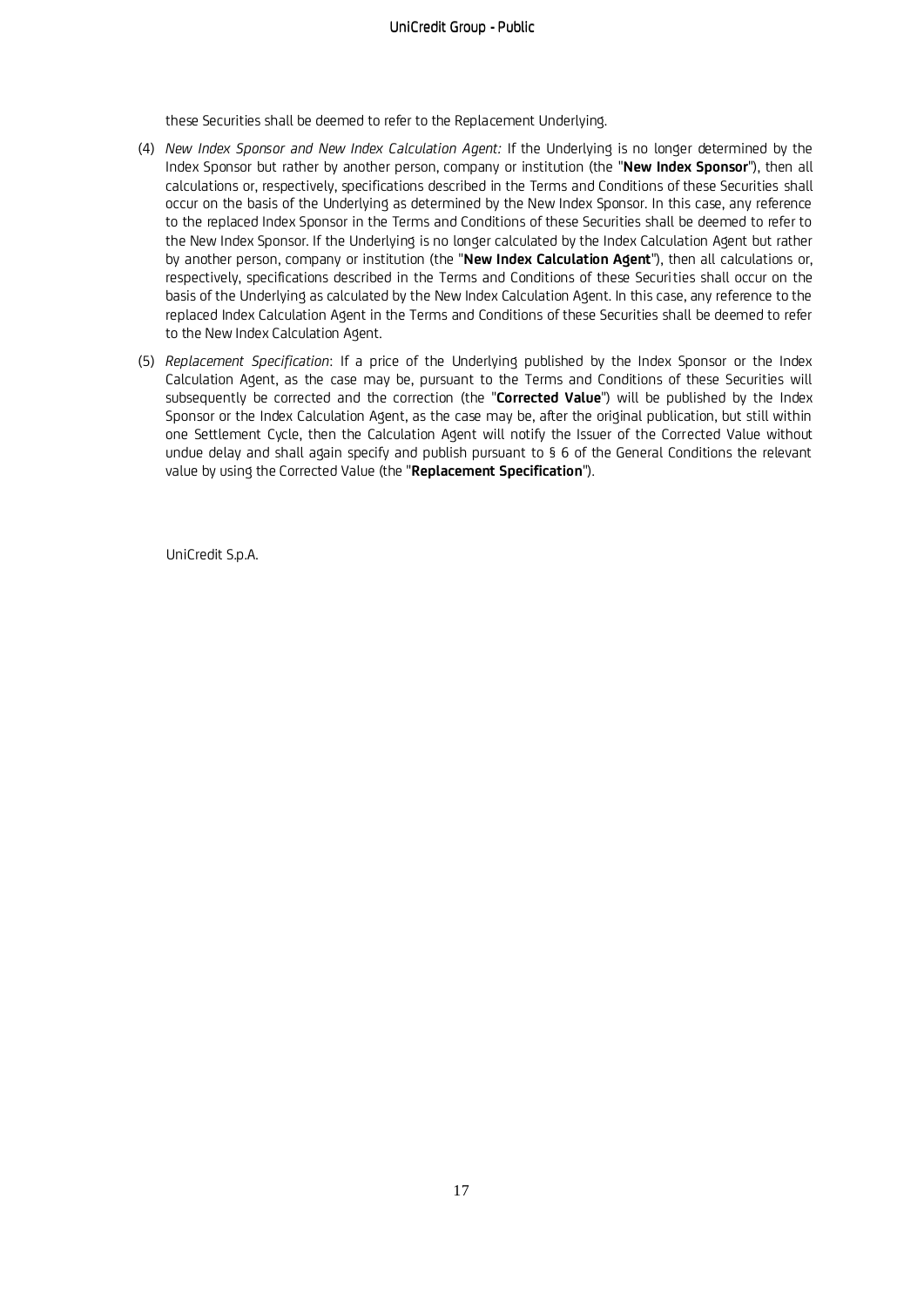these Securities shall be deemed to refer to the Replacement Underlying.

(4) *New Index Sponsor and New Index Calculation Agent:* If the Underlying is no longer determined by the Index Sponsor but rather by another person, company or institution (the "**New Index Sponsor**"), then all calculations or, respectively, specifications described in the Terms and Conditions of these Securities shall occur on the basis of the Underlying as determined by the New Index Sponsor. In this case, any reference to the replaced Index Sponsor in the Terms and Conditions of these Securities shall be deemed to refer to the New Index Sponsor. If the Underlying is no longer calculated by the Index Calculation Agent but rather by another person, company or institution (the "**New Index Calculation Agent**"), then all calculations or, respectively, specifications described in the Terms and Conditions of these Securities shall occur on the basis of the Underlying as calculated by the New Index Calculation Agent. In this case, any reference to the replaced Index Calculation Agent in the Terms and Conditions of these Securities shall be deemed to refer to the New Index Calculation Agent.

(5) *Replacement Specification*: If a price of the Underlying published by the Index Sponsor or the Index Calculation Agent, as the case may be, pursuant to the Terms and Conditions of these Securities will subsequently be corrected and the correction (the "**Corrected Value**") will be published by the Index Sponsor or the Index Calculation Agent, as the case may be, after the original publication, but still within one Settlement Cycle, then the Calculation Agent will notify the Issuer of the Corrected Value without undue delay and shall again specify and publish pursuant to § 6 of the General Conditions the relevant value by using the Corrected Value (the "**Replacement Specification**").

UniCredit S.p.A.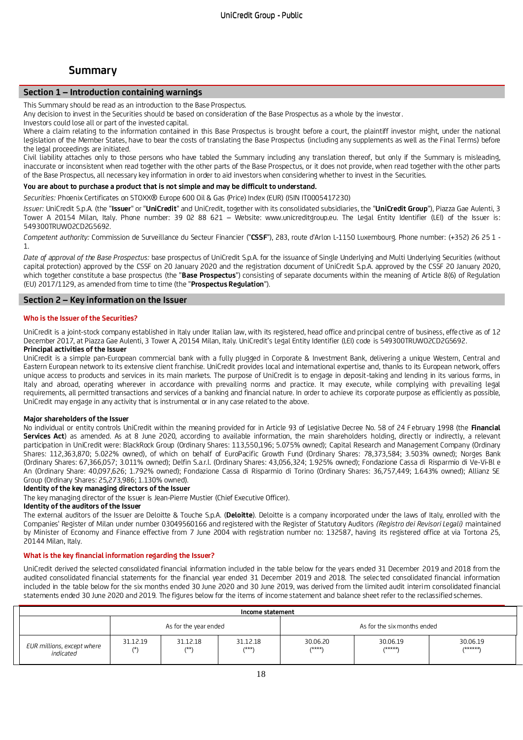# Summary

## Section 1 – Introduction containing warnings

This Summary should be read as an introduction to the Base Prospectus.

Any decision to invest in the Securities should be based on consideration of the Base Prospectus as a whole by the investor.

Investors could lose all or part of the invested capital.

Where a claim relating to the information contained in this Base Prospectus is brought before a court, the plaintiff investor might, under the national legislation of the Member States, have to bear the costs of translating the Base Prospectus (including any supplements as well as the Final Terms) before the legal proceedings are initiated.

Civil liability attaches only to those persons who have tabled the Summary including any translation thereof, but only if the Summary is misleading, inaccurate or inconsistent when read together with the other parts of the Base Prospectus, or it does not provide, when read together with the other parts of the Base Prospectus, all necessary key information in order to aid investors when considering whether to invest in the Securities.

**You are about to purchase a product that is not simple and may be difficult to understand.**

*Securities:* Phoenix Certificates on STOXX® Europe 600 Oil & Gas (Price) Index (EUR) (ISIN IT0005417230)

*Issuer:* UniCredit S.p.A. (the "**Issuer**" or "**UniCredit**" and UniCredit, together with its consolidated subsidiaries, the "**UniCredit Group**"), Piazza Gae Aulenti, 3 Tower A 20154 Milan, Italy. Phone number: 39 02 88 621 – Website: www.unicreditgroup.eu. The Legal Entity Identifier (LEI) of the Issuer is: 549300TRUWO2CD2G5692.

*Competent authority:* Commission de Surveillance du Secteur Financier ("**CSSF**"), 283, route d'Arlon L-1150 Luxembourg. Phone number: (+352) 26 25 1 - 1.

*Date of approval of the Base Prospectus:* base prospectus of UniCredit S.p.A. for the issuance of Single Underlying and Multi Underlying Securities (without capital protection) approved by the CSSF on 20 January 2020 and the registration document of UniCredit S.p.A. approved by the CSSF 20 January 2020, which together constitute a base prospectus (the "**Base Prospectus**") consisting of separate documents within the meaning of Article 8(6) of Regulation (EU) 2017/1129, as amended from time to time (the "**Prospectus Regulation**").

## Section 2 – Key information on the Issuer

### Who is the Issuer of the Securities?

UniCredit is a joint-stock company established in Italy under Italian law, with its registered, head office and principal centre of business, effective as of 12 December 2017, at Piazza Gae Aulenti, 3 Tower A, 20154 Milan, Italy. UniCredit's Legal Entity Identifier (LEI) code is 549300TRUWO2CD2G5692.

**Principal activities of the Issuer**

UniCredit is a simple pan-European commercial bank with a fully plugged in Corporate & Investment Bank, delivering a unique Western, Central and Eastern European network to its extensive client franchise. UniCredit provides local and international expertise and, thanks to its European network, offers unique access to products and services in its main markets. The purpose of UniCredit is to engage in deposit-taking and lending in its various forms, in Italy and abroad, operating wherever in accordance with prevailing norms and practice. It may execute, while complying with prevailing legal requirements, all permitted transactions and services of a banking and financial nature. In order to achieve its corporate purpose as efficiently as possible, UniCredit may engage in any activity that is instrumental or in any case related to the above.

**Major shareholders of the Issuer**

No individual or entity controls UniCredit within the meaning provided for in Article 93 of Legislative Decree No. 58 of 24 February 1998 (the **Financial Services Act**) as amended. As at 8 June 2020, according to available information, the main shareholders holding, directly or indirectly, a relevant participation in UniCredit were: BlackRock Group (Ordinary Shares: 113,550,196; 5.075% owned); Capital Research and Management Company (Ordinary Shares: 112,363,870; 5.022% owned), of which on behalf of EuroPacific Growth Fund (Ordinary Shares: 78,373,584; 3.503% owned); Norges Bank (Ordinary Shares: 67,366,057; 3.011% owned); Delfin S.a.r.l. (Ordinary Shares: 43,056,324; 1.925% owned); Fondazione Cassa di Risparmio di Ve-Vi-Bl e An (Ordinary Share: 40,097,626; 1.792% owned); Fondazione Cassa di Risparmio di Torino (Ordinary Shares: 36,757,449; 1.643% owned); Allianz SE Group (Ordinary Shares: 25,273,986; 1.130% owned).

**Identity of the key managing directors of the Issuer**

The key managing director of the Issuer is Jean-Pierre Mustier (Chief Executive Officer).

**Identity of the auditors of the Issuer**

The external auditors of the Issuer are Deloitte & Touche S.p.A. (**Deloitte**). Deloitte is a company incorporated under the laws of Italy, enrolled with the Companies' Register of Milan under number 03049560166 and registered with the Register of Statutory Auditors *(Registro dei Revisori Legali)* maintained by Minister of Economy and Finance effective from 7 June 2004 with registration number no: 132587, having its registered office at via Tortona 25, 20144 Milan, Italy.

### What is the key financial information regarding the Issuer?

UniCredit derived the selected consolidated financial information included in the table below for the years ended 31 December 2019 and 2018 from the audited consolidated financial statements for the financial year ended 31 December 2019 and 2018. The selected consolidated financial information included in the table below for the six months ended 30 June 2020 and 30 June 2019, was derived from the limited audit interim consolidated financial statements ended 30 June 2020 and 2019. The figures below for the items of income statement and balance sheet refer to the reclassified schemes.

| Income statement | | | | | | |
|---|---|---|---|---|---|---|
| | As for the year ended | | | As for the six months ended | | |
| *EUR millions, except where indicated* | 31.12.19 (*) | 31.12.18 (**) | 31.12.18 (***) | 30.06.20 (****) | 30.06.19 (*****) | 30.06.19 (******) |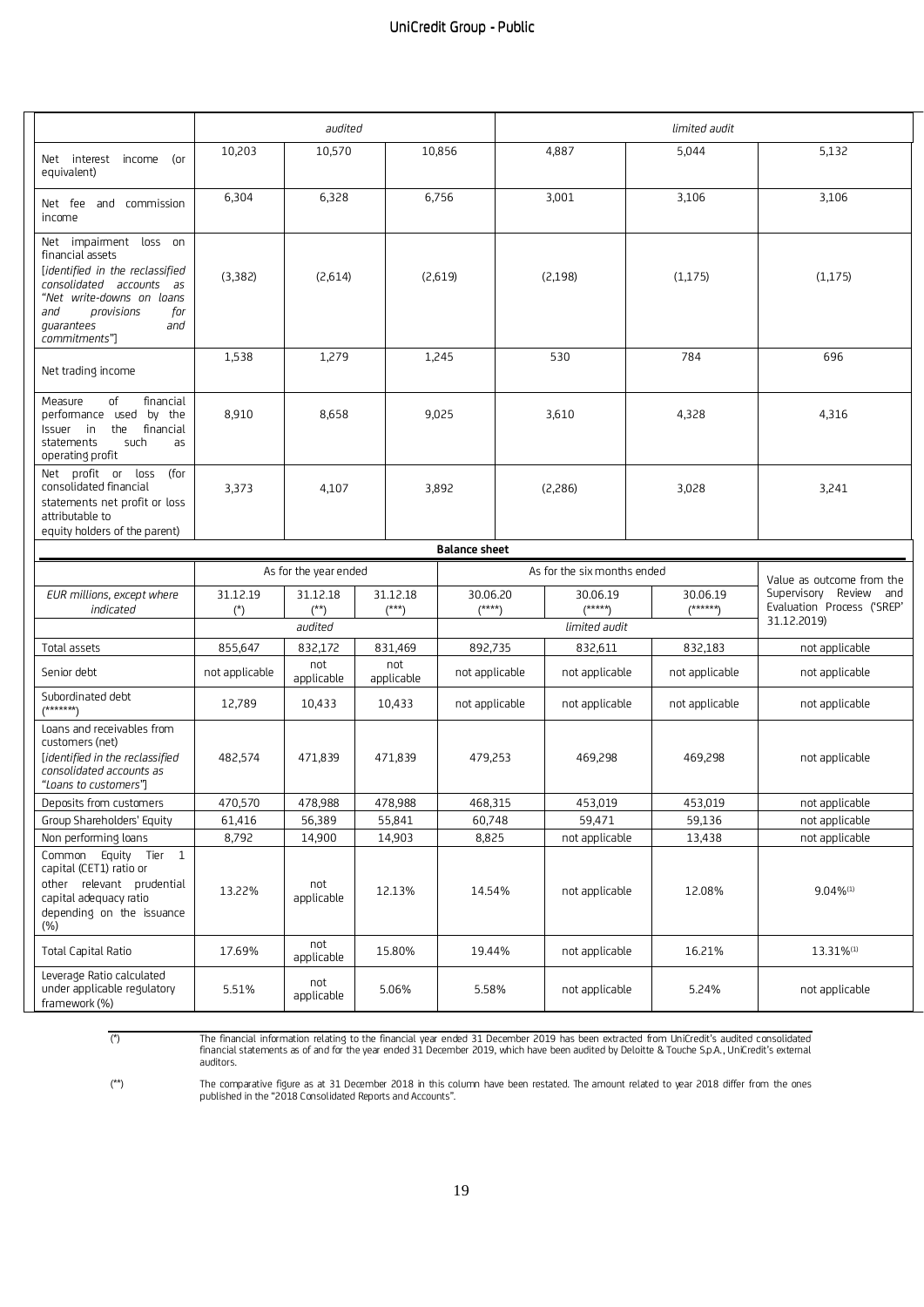UniCredit Group - Public

| | *audited* | | | *limited audit* | | |
|---|---|---|---|---|---|---|
| Net interest income (or equivalent) | 10,203 | 10,570 | 10,856 | 4,887 | 5,044 | 5,132 |
| Net fee and commission income | 6,304 | 6,328 | 6,756 | 3,001 | 3,106 | 3,106 |
| Net impairment loss on financial assets [*identified in the reclassified consolidated accounts as "Net write-downs on loans and provisions for guarantees and commitments"*] | (3,382) | (2,614) | (2,619) | (2,198) | (1,175) | (1,175) |
| Net trading income | 1,538 | 1,279 | 1,245 | 530 | 784 | 696 |
| Measure of financial performance used by the Issuer in the financial statements such as operating profit | 8,910 | 8,658 | 9,025 | 3,610 | 4,328 | 4,316 |
| Net profit or loss (for consolidated financial statements net profit or loss attributable to equity holders of the parent) | 3,373 | 4,107 | 3,892 | (2,286) | 3,028 | 3,241 |

**Balance sheet**

| | As for the year ended | | | As for the six months ended | | | Value as outcome from the Supervisory Review and Evaluation Process ('SREP' 31.12.2019) |
|---|---|---|---|---|---|---|---|
| *EUR millions, except where indicated* | 31.12.19 (*) | 31.12.18 (**) | 31.12.18 (***) | 30.06.20 (****) | 30.06.19 (*****) | 30.06.19 (******) | |
| | *audited* | | | *limited audit* | | | |
| Total assets | 855,647 | 832,172 | 831,469 | 892,735 | 832,611 | 832,183 | not applicable |
| Senior debt | not applicable | not applicable | not applicable | not applicable | not applicable | not applicable | not applicable |
| Subordinated debt (*******) | 12,789 | 10,433 | 10,433 | not applicable | not applicable | not applicable | not applicable |
| Loans and receivables from customers (net) [*identified in the reclassified consolidated accounts as "Loans to customers"*] | 482,574 | 471,839 | 471,839 | 479,253 | 469,298 | 469,298 | not applicable |
| Deposits from customers | 470,570 | 478,988 | 478,988 | 468,315 | 453,019 | 453,019 | not applicable |
| Group Shareholders' Equity | 61,416 | 56,389 | 55,841 | 60,748 | 59,471 | 59,136 | not applicable |
| Non performing loans | 8,792 | 14,900 | 14,903 | 8,825 | not applicable | 13,438 | not applicable |
| Common Equity Tier 1 capital (CET1) ratio or other relevant prudential capital adequacy ratio depending on the issuance (%) | 13.22% | not applicable | 12.13% | 14.54% | not applicable | 12.08% | 9.04%[1] |
| Total Capital Ratio | 17.69% | not applicable | 15.80% | 19.44% | not applicable | 16.21% | 13.31%[1] |
| Leverage Ratio calculated under applicable regulatory framework (%) | 5.51% | not applicable | 5.06% | 5.58% | not applicable | 5.24% | not applicable |

(*) The financial information relating to the financial year ended 31 December 2019 has been extracted from UniCredit's audited consolidated financial statements as of and for the year ended 31 December 2019, which have been audited by Deloitte & Touche S.p.A., UniCredit's external auditors.

(**) The comparative figure as at 31 December 2018 in this column have been restated. The amount related to year 2018 differ from the ones published in the "2018 Consolidated Reports and Accounts".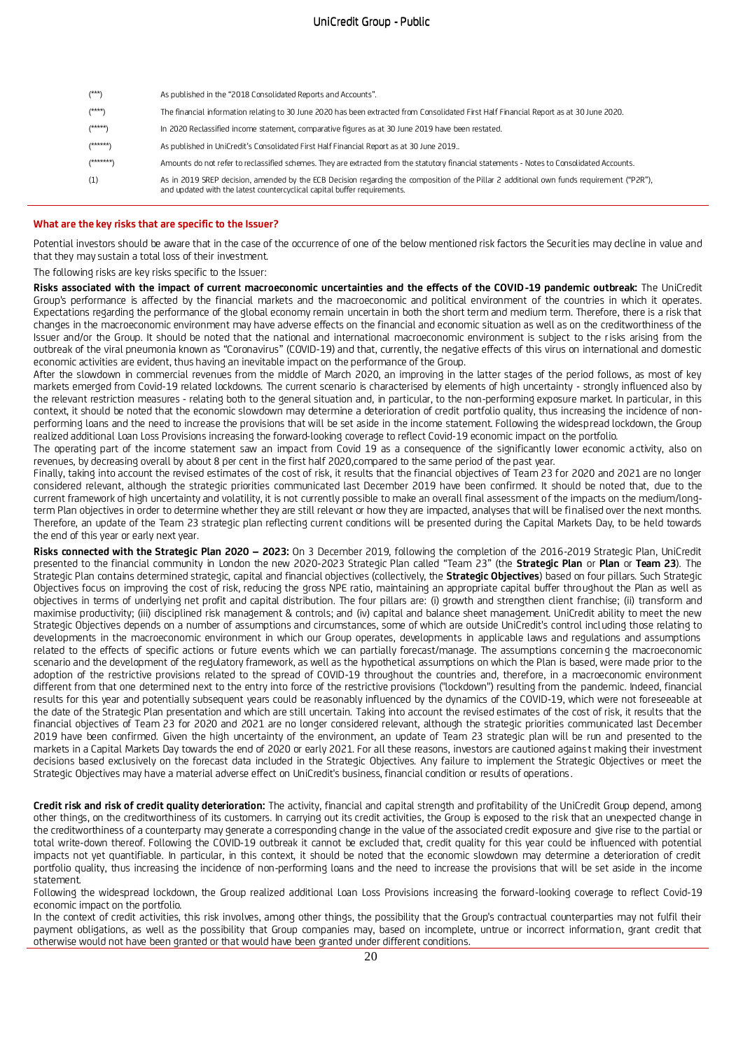| | |
|---|---|
| (***) | As published in the "2018 Consolidated Reports and Accounts". |
| (****) | The financial information relating to 30 June 2020 has been extracted from Consolidated First Half Financial Report as at 30 June 2020. |
| (*****) | In 2020 Reclassified income statement, comparative figures as at 30 June 2019 have been restated. |
| (******) | As published in UniCredit's Consolidated First Half Financial Report as at 30 June 2019.. |
| (*******) | Amounts do not refer to reclassified schemes. They are extracted from the statutory financial statements - Notes to Consolidated Accounts. |
| (1) | As in 2019 SREP decision, amended by the ECB Decision regarding the composition of the Pillar 2 additional own funds requirement ("P2R"), and updated with the latest countercyclical capital buffer requirements. |

**What are the key risks that are specific to the Issuer?**

Potential investors should be aware that in the case of the occurrence of one of the below mentioned risk factors the Securities may decline in value and that they may sustain a total loss of their investment.

The following risks are key risks specific to the Issuer:

**Risks associated with the impact of current macroeconomic uncertainties and the effects of the COVID-19 pandemic outbreak:** The UniCredit Group's performance is affected by the financial markets and the macroeconomic and political environment of the countries in which it operates. Expectations regarding the performance of the global economy remain uncertain in both the short term and medium term. Therefore, there is a risk that changes in the macroeconomic environment may have adverse effects on the financial and economic situation as well as on the creditworthiness of the Issuer and/or the Group. It should be noted that the national and international macroeconomic environment is subject to the risks arising from the outbreak of the viral pneumonia known as "Coronavirus" (COVID-19) and that, currently, the negative effects of this virus on international and domestic economic activities are evident, thus having an inevitable impact on the performance of the Group.

After the slowdown in commercial revenues from the middle of March 2020, an improving in the latter stages of the period follows, as most of key markets emerged from Covid-19 related lockdowns. The current scenario is characterised by elements of high uncertainty - strongly influenced also by the relevant restriction measures - relating both to the general situation and, in particular, to the non-performing exposure market. In particular, in this context, it should be noted that the economic slowdown may determine a deterioration of credit portfolio quality, thus increasing the incidence of non-performing loans and the need to increase the provisions that will be set aside in the income statement. Following the widespread lockdown, the Group realized additional Loan Loss Provisions increasing the forward-looking coverage to reflect Covid-19 economic impact on the portfolio.

The operating part of the income statement saw an impact from Covid 19 as a consequence of the significantly lower economic activity, also on revenues, by decreasing overall by about 8 per cent in the first half 2020,compared to the same period of the past year.

Finally, taking into account the revised estimates of the cost of risk, it results that the financial objectives of Team 23 for 2020 and 2021 are no longer considered relevant, although the strategic priorities communicated last December 2019 have been confirmed. It should be noted that, due to the current framework of high uncertainty and volatility, it is not currently possible to make an overall final assessment of the impacts on the medium/long-term Plan objectives in order to determine whether they are still relevant or how they are impacted, analyses that will be finalised over the next months. Therefore, an update of the Team 23 strategic plan reflecting current conditions will be presented during the Capital Markets Day, to be held towards the end of this year or early next year.

**Risks connected with the Strategic Plan 2020 – 2023:** On 3 December 2019, following the completion of the 2016-2019 Strategic Plan, UniCredit presented to the financial community in London the new 2020-2023 Strategic Plan called "Team 23" (the **Strategic Plan** or **Plan** or **Team 23**). The Strategic Plan contains determined strategic, capital and financial objectives (collectively, the **Strategic Objectives**) based on four pillars. Such Strategic Objectives focus on improving the cost of risk, reducing the gross NPE ratio, maintaining an appropriate capital buffer throughout the Plan as well as objectives in terms of underlying net profit and capital distribution. The four pillars are: (i) growth and strengthen client franchise; (ii) transform and maximise productivity; (iii) disciplined risk management & controls; and (iv) capital and balance sheet management. UniCredit ability to meet the new Strategic Objectives depends on a number of assumptions and circumstances, some of which are outside UniCredit's control including those relating to developments in the macroeconomic environment in which our Group operates, developments in applicable laws and regulations and assumptions related to the effects of specific actions or future events which we can partially forecast/manage. The assumptions concerning the macroeconomic scenario and the development of the regulatory framework, as well as the hypothetical assumptions on which the Plan is based, were made prior to the adoption of the restrictive provisions related to the spread of COVID-19 throughout the countries and, therefore, in a macroeconomic environment different from that one determined next to the entry into force of the restrictive provisions ("lockdown") resulting from the pandemic. Indeed, financial results for this year and potentially subsequent years could be reasonably influenced by the dynamics of the COVID-19, which were not foreseeable at the date of the Strategic Plan presentation and which are still uncertain. Taking into account the revised estimates of the cost of risk, it results that the financial objectives of Team 23 for 2020 and 2021 are no longer considered relevant, although the strategic priorities communicated last December 2019 have been confirmed. Given the high uncertainty of the environment, an update of Team 23 strategic plan will be run and presented to the markets in a Capital Markets Day towards the end of 2020 or early 2021. For all these reasons, investors are cautioned against making their investment decisions based exclusively on the forecast data included in the Strategic Objectives. Any failure to implement the Strategic Objectives or meet the Strategic Objectives may have a material adverse effect on UniCredit's business, financial condition or results of operations.

**Credit risk and risk of credit quality deterioration:** The activity, financial and capital strength and profitability of the UniCredit Group depend, among other things, on the creditworthiness of its customers. In carrying out its credit activities, the Group is exposed to the risk that an unexpected change in the creditworthiness of a counterparty may generate a corresponding change in the value of the associated credit exposure and give rise to the partial or total write-down thereof. Following the COVID-19 outbreak it cannot be excluded that, credit quality for this year could be influenced with potential impacts not yet quantifiable. In particular, in this context, it should be noted that the economic slowdown may determine a deterioration of credit portfolio quality, thus increasing the incidence of non-performing loans and the need to increase the provisions that will be set aside in the income statement.

Following the widespread lockdown, the Group realized additional Loan Loss Provisions increasing the forward-looking coverage to reflect Covid-19 economic impact on the portfolio.

In the context of credit activities, this risk involves, among other things, the possibility that the Group's contractual counterparties may not fulfil their payment obligations, as well as the possibility that Group companies may, based on incomplete, untrue or incorrect information, grant credit that otherwise would not have been granted or that would have been granted under different conditions.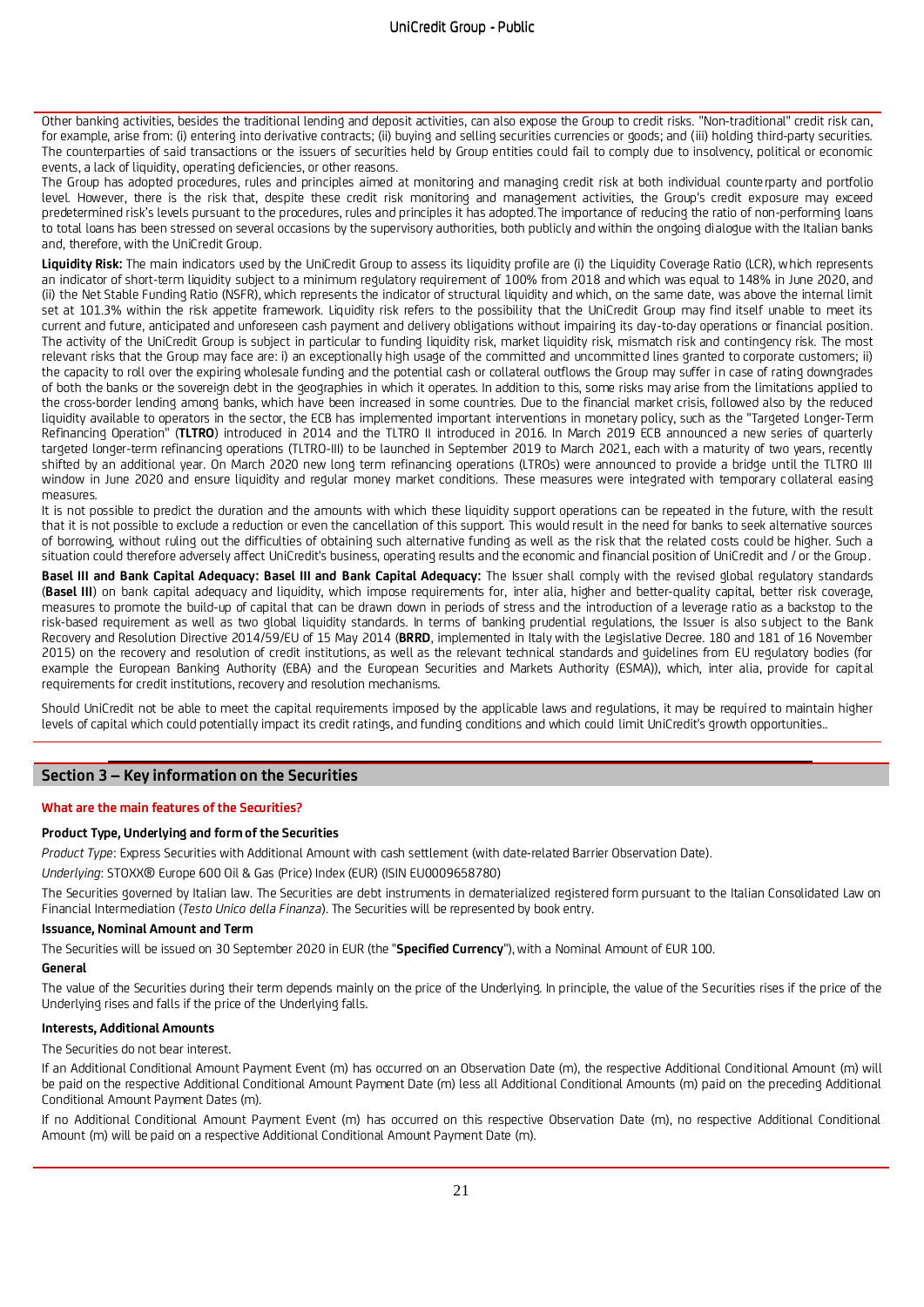Other banking activities, besides the traditional lending and deposit activities, can also expose the Group to credit risks. "Non-traditional" credit risk can, for example, arise from: (i) entering into derivative contracts; (ii) buying and selling securities currencies or goods; and (iii) holding third-party securities. The counterparties of said transactions or the issuers of securities held by Group entities could fail to comply due to insolvency, political or economic events, a lack of liquidity, operating deficiencies, or other reasons.

The Group has adopted procedures, rules and principles aimed at monitoring and managing credit risk at both individual counterparty and portfolio level. However, there is the risk that, despite these credit risk monitoring and management activities, the Group's credit exposure may exceed predetermined risk's levels pursuant to the procedures, rules and principles it has adopted.The importance of reducing the ratio of non-performing loans to total loans has been stressed on several occasions by the supervisory authorities, both publicly and within the ongoing dialogue with the Italian banks and, therefore, with the UniCredit Group.

**Liquidity Risk:** The main indicators used by the UniCredit Group to assess its liquidity profile are (i) the Liquidity Coverage Ratio (LCR), which represents an indicator of short-term liquidity subject to a minimum regulatory requirement of 100% from 2018 and which was equal to 148% in June 2020, and (ii) the Net Stable Funding Ratio (NSFR), which represents the indicator of structural liquidity and which, on the same date, was above the internal limit set at 101.3% within the risk appetite framework. Liquidity risk refers to the possibility that the UniCredit Group may find itself unable to meet its current and future, anticipated and unforeseen cash payment and delivery obligations without impairing its day-to-day operations or financial position. The activity of the UniCredit Group is subject in particular to funding liquidity risk, market liquidity risk, mismatch risk and contingency risk. The most relevant risks that the Group may face are: i) an exceptionally high usage of the committed and uncommitted lines granted to corporate customers; ii) the capacity to roll over the expiring wholesale funding and the potential cash or collateral outflows the Group may suffer in case of rating downgrades of both the banks or the sovereign debt in the geographies in which it operates. In addition to this, some risks may arise from the limitations applied to the cross-border lending among banks, which have been increased in some countries. Due to the financial market crisis, followed also by the reduced liquidity available to operators in the sector, the ECB has implemented important interventions in monetary policy, such as the "Targeted Longer-Term Refinancing Operation" (**TLTRO**) introduced in 2014 and the TLTRO II introduced in 2016. In March 2019 ECB announced a new series of quarterly targeted longer-term refinancing operations (TLTRO-III) to be launched in September 2019 to March 2021, each with a maturity of two years, recently shifted by an additional year. On March 2020 new long term refinancing operations (LTROs) were announced to provide a bridge until the TLTRO III window in June 2020 and ensure liquidity and regular money market conditions. These measures were integrated with temporary collateral easing measures.

It is not possible to predict the duration and the amounts with which these liquidity support operations can be repeated in the future, with the result that it is not possible to exclude a reduction or even the cancellation of this support. This would result in the need for banks to seek alternative sources of borrowing, without ruling out the difficulties of obtaining such alternative funding as well as the risk that the related costs could be higher. Such a situation could therefore adversely affect UniCredit's business, operating results and the economic and financial position of UniCredit and / or the Group.

**Basel III and Bank Capital Adequacy: Basel III and Bank Capital Adequacy:** The Issuer shall comply with the revised global regulatory standards (**Basel III**) on bank capital adequacy and liquidity, which impose requirements for, inter alia, higher and better-quality capital, better risk coverage, measures to promote the build-up of capital that can be drawn down in periods of stress and the introduction of a leverage ratio as a backstop to the risk-based requirement as well as two global liquidity standards. In terms of banking prudential regulations, the Issuer is also subject to the Bank Recovery and Resolution Directive 2014/59/EU of 15 May 2014 (**BRRD**, implemented in Italy with the Legislative Decree. 180 and 181 of 16 November 2015) on the recovery and resolution of credit institutions, as well as the relevant technical standards and guidelines from EU regulatory bodies (for example the European Banking Authority (EBA) and the European Securities and Markets Authority (ESMA)), which, inter alia, provide for capital requirements for credit institutions, recovery and resolution mechanisms.

Should UniCredit not be able to meet the capital requirements imposed by the applicable laws and regulations, it may be required to maintain higher levels of capital which could potentially impact its credit ratings, and funding conditions and which could limit UniCredit's growth opportunities..

## Section 3 – Key information on the Securities

### What are the main features of the Securities?

#### Product Type, Underlying and form of the Securities

*Product Type*: Express Securities with Additional Amount with cash settlement (with date-related Barrier Observation Date).

*Underlying*: STOXX® Europe 600 Oil & Gas (Price) Index (EUR) (ISIN EU0009658780)

The Securities governed by Italian law. The Securities are debt instruments in dematerialized registered form pursuant to the Italian Consolidated Law on Financial Intermediation (*Testo Unico della Finanza*). The Securities will be represented by book entry.

#### Issuance, Nominal Amount and Term

The Securities will be issued on 30 September 2020 in EUR (the "**Specified Currency**"), with a Nominal Amount of EUR 100.

#### General

The value of the Securities during their term depends mainly on the price of the Underlying. In principle, the value of the Securities rises if the price of the Underlying rises and falls if the price of the Underlying falls.

#### Interests, Additional Amounts

The Securities do not bear interest.

If an Additional Conditional Amount Payment Event (m) has occurred on an Observation Date (m), the respective Additional Conditional Amount (m) will be paid on the respective Additional Conditional Amount Payment Date (m) less all Additional Conditional Amounts (m) paid on the preceding Additional Conditional Amount Payment Dates (m).

If no Additional Conditional Amount Payment Event (m) has occurred on this respective Observation Date (m), no respective Additional Conditional Amount (m) will be paid on a respective Additional Conditional Amount Payment Date (m).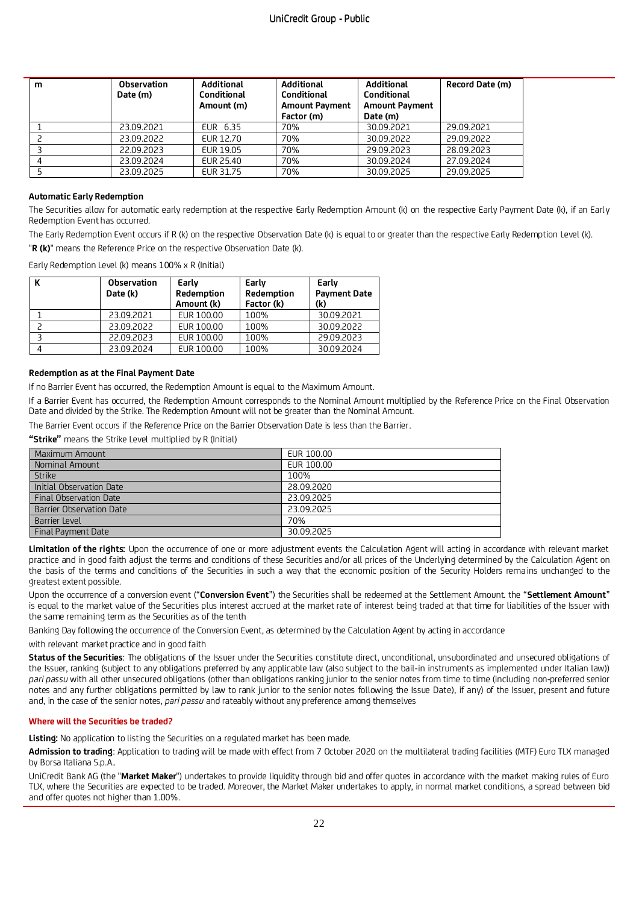| m | Observation Date (m) | Additional Conditional Amount (m) | Additional Conditional Amount Payment Factor (m) | Additional Conditional Amount Payment Date (m) | Record Date (m) |
|---|---|---|---|---|---|
| 1 | 23.09.2021 | EUR 6.35 | 70% | 30.09.2021 | 29.09.2021 |
| 2 | 23.09.2022 | EUR 12.70 | 70% | 30.09.2022 | 29.09.2022 |
| 3 | 22.09.2023 | EUR 19.05 | 70% | 29.09.2023 | 28.09.2023 |
| 4 | 23.09.2024 | EUR 25.40 | 70% | 30.09.2024 | 27.09.2024 |
| 5 | 23.09.2025 | EUR 31.75 | 70% | 30.09.2025 | 29.09.2025 |

**Automatic Early Redemption**

The Securities allow for automatic early redemption at the respective Early Redemption Amount (k) on the respective Early Payment Date (k), if an Early Redemption Event has occurred.

The Early Redemption Event occurs if R (k) on the respective Observation Date (k) is equal to or greater than the respective Early Redemption Level (k).

"**R (k)**" means the Reference Price on the respective Observation Date (k).

Early Redemption Level (k) means 100% x R (Initial)

| K | Observation Date (k) | Early Redemption Amount (k) | Early Redemption Factor (k) | Early Payment Date (k) |
|---|---|---|---|---|
| 1 | 23.09.2021 | EUR 100.00 | 100% | 30.09.2021 |
| 2 | 23.09.2022 | EUR 100.00 | 100% | 30.09.2022 |
| 3 | 22.09.2023 | EUR 100.00 | 100% | 29.09.2023 |
| 4 | 23.09.2024 | EUR 100.00 | 100% | 30.09.2024 |

**Redemption as at the Final Payment Date**

If no Barrier Event has occurred, the Redemption Amount is equal to the Maximum Amount.

If a Barrier Event has occurred, the Redemption Amount corresponds to the Nominal Amount multiplied by the Reference Price on the Final Observation Date and divided by the Strike. The Redemption Amount will not be greater than the Nominal Amount.

The Barrier Event occurs if the Reference Price on the Barrier Observation Date is less than the Barrier.

**"Strike"** means the Strike Level multiplied by R (Initial)

| | |
|---|---|
| Maximum Amount | EUR 100.00 |
| Nominal Amount | EUR 100.00 |
| Strike | 100% |
| Initial Observation Date | 28.09.2020 |
| Final Observation Date | 23.09.2025 |
| Barrier Observation Date | 23.09.2025 |
| Barrier Level | 70% |
| Final Payment Date | 30.09.2025 |

**Limitation of the rights:** Upon the occurrence of one or more adjustment events the Calculation Agent will acting in accordance with relevant market practice and in good faith adjust the terms and conditions of these Securities and/or all prices of the Underlying determined by the Calculation Agent on the basis of the terms and conditions of the Securities in such a way that the economic position of the Security Holders remains unchanged to the greatest extent possible.

Upon the occurrence of a conversion event ("**Conversion Event**") the Securities shall be redeemed at the Settlement Amount. the "**Settlement Amount**" is equal to the market value of the Securities plus interest accrued at the market rate of interest being traded at that time for liabilities of the Issuer with the same remaining term as the Securities as of the tenth

Banking Day following the occurrence of the Conversion Event, as determined by the Calculation Agent by acting in accordance

with relevant market practice and in good faith

**Status of the Securities**: The obligations of the Issuer under the Securities constitute direct, unconditional, unsubordinated and unsecured obligations of the Issuer, ranking (subject to any obligations preferred by any applicable law (also subject to the bail-in instruments as implemented under Italian law)) *pari passu* with all other unsecured obligations (other than obligations ranking junior to the senior notes from time to time (including non-preferred senior notes and any further obligations permitted by law to rank junior to the senior notes following the Issue Date), if any) of the Issuer, present and future and, in the case of the senior notes, *pari passu* and rateably without any preference among themselves

**Where will the Securities be traded?**

**Listing:** No application to listing the Securities on a regulated market has been made.

**Admission to trading**: Application to trading will be made with effect from 7 October 2020 on the multilateral trading facilities (MTF) Euro TLX managed by Borsa Italiana S.p.A..

UniCredit Bank AG (the "**Market Maker**") undertakes to provide liquidity through bid and offer quotes in accordance with the market making rules of Euro TLX, where the Securities are expected to be traded. Moreover, the Market Maker undertakes to apply, in normal market conditions, a spread between bid and offer quotes not higher than 1.00%.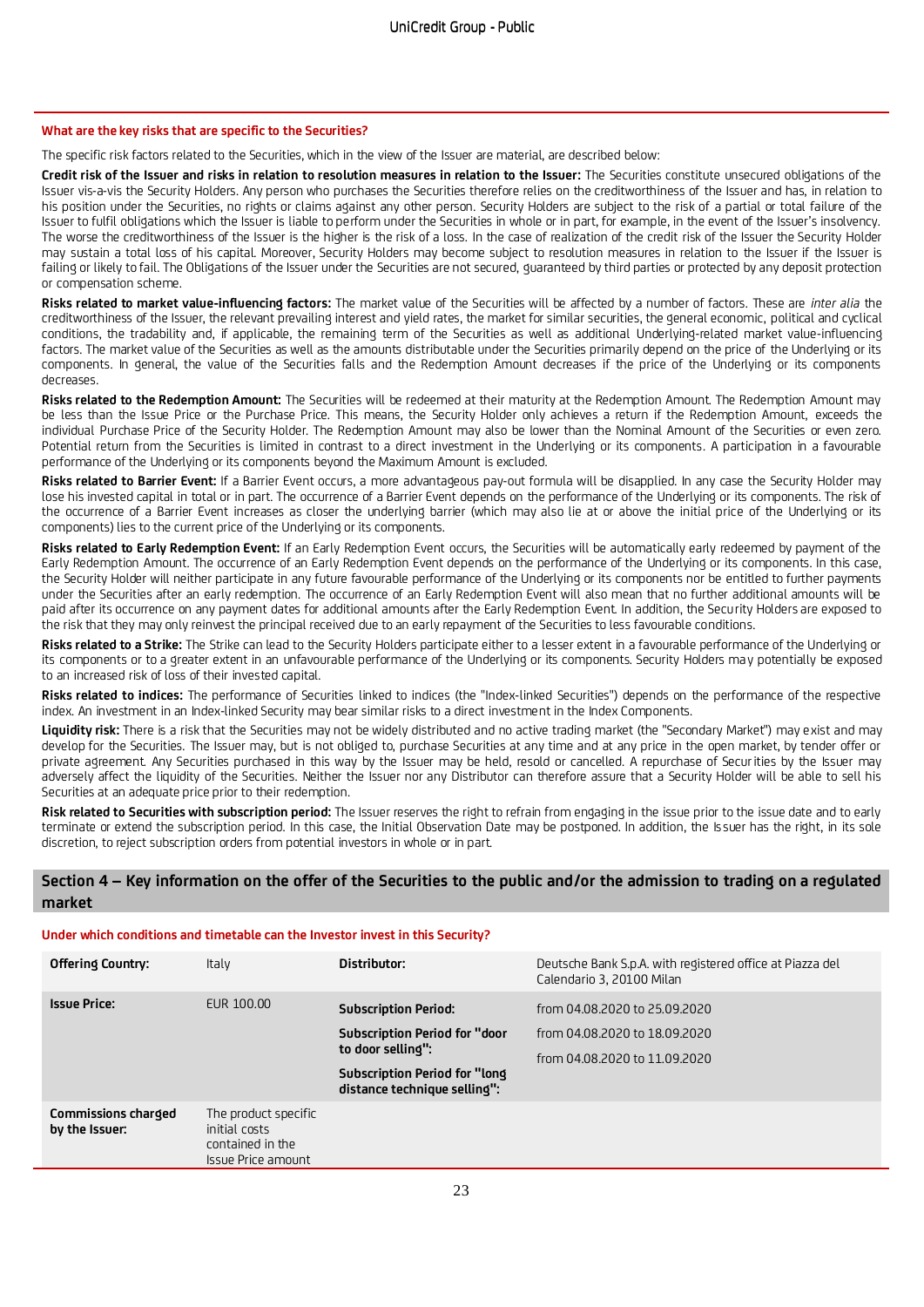**What are the key risks that are specific to the Securities?**

The specific risk factors related to the Securities, which in the view of the Issuer are material, are described below:

**Credit risk of the Issuer and risks in relation to resolution measures in relation to the Issuer:** The Securities constitute unsecured obligations of the Issuer vis-a-vis the Security Holders. Any person who purchases the Securities therefore relies on the creditworthiness of the Issuer and has, in relation to his position under the Securities, no rights or claims against any other person. Security Holders are subject to the risk of a partial or total failure of the Issuer to fulfil obligations which the Issuer is liable to perform under the Securities in whole or in part, for example, in the event of the Issuer's insolvency. The worse the creditworthiness of the Issuer is the higher is the risk of a loss. In the case of realization of the credit risk of the Issuer the Security Holder may sustain a total loss of his capital. Moreover, Security Holders may become subject to resolution measures in relation to the Issuer if the Issuer is failing or likely to fail. The Obligations of the Issuer under the Securities are not secured, guaranteed by third parties or protected by any deposit protection or compensation scheme.

**Risks related to market value-influencing factors:** The market value of the Securities will be affected by a number of factors. These are *inter alia* the creditworthiness of the Issuer, the relevant prevailing interest and yield rates, the market for similar securities, the general economic, political and cyclical conditions, the tradability and, if applicable, the remaining term of the Securities as well as additional Underlying-related market value-influencing factors. The market value of the Securities as well as the amounts distributable under the Securities primarily depend on the price of the Underlying or its components. In general, the value of the Securities falls and the Redemption Amount decreases if the price of the Underlying or its components decreases.

**Risks related to the Redemption Amount:** The Securities will be redeemed at their maturity at the Redemption Amount. The Redemption Amount may be less than the Issue Price or the Purchase Price. This means, the Security Holder only achieves a return if the Redemption Amount, exceeds the individual Purchase Price of the Security Holder. The Redemption Amount may also be lower than the Nominal Amount of the Securities or even zero. Potential return from the Securities is limited in contrast to a direct investment in the Underlying or its components. A participation in a favourable performance of the Underlying or its components beyond the Maximum Amount is excluded.

**Risks related to Barrier Event:** If a Barrier Event occurs, a more advantageous pay-out formula will be disapplied. In any case the Security Holder may lose his invested capital in total or in part. The occurrence of a Barrier Event depends on the performance of the Underlying or its components. The risk of the occurrence of a Barrier Event increases as closer the underlying barrier (which may also lie at or above the initial price of the Underlying or its components) lies to the current price of the Underlying or its components.

**Risks related to Early Redemption Event:** If an Early Redemption Event occurs, the Securities will be automatically early redeemed by payment of the Early Redemption Amount. The occurrence of an Early Redemption Event depends on the performance of the Underlying or its components. In this case, the Security Holder will neither participate in any future favourable performance of the Underlying or its components nor be entitled to further payments under the Securities after an early redemption. The occurrence of an Early Redemption Event will also mean that no further additional amounts will be paid after its occurrence on any payment dates for additional amounts after the Early Redemption Event. In addition, the Security Holders are exposed to the risk that they may only reinvest the principal received due to an early repayment of the Securities to less favourable conditions.

**Risks related to a Strike:** The Strike can lead to the Security Holders participate either to a lesser extent in a favourable performance of the Underlying or its components or to a greater extent in an unfavourable performance of the Underlying or its components. Security Holders may potentially be exposed to an increased risk of loss of their invested capital.

**Risks related to indices:** The performance of Securities linked to indices (the "Index-linked Securities") depends on the performance of the respective index. An investment in an Index-linked Security may bear similar risks to a direct investment in the Index Components.

**Liquidity risk:** There is a risk that the Securities may not be widely distributed and no active trading market (the "Secondary Market") may exist and may develop for the Securities. The Issuer may, but is not obliged to, purchase Securities at any time and at any price in the open market, by tender offer or private agreement. Any Securities purchased in this way by the Issuer may be held, resold or cancelled. A repurchase of Securities by the Issuer may adversely affect the liquidity of the Securities. Neither the Issuer nor any Distributor can therefore assure that a Security Holder will be able to sell his Securities at an adequate price prior to their redemption.

**Risk related to Securities with subscription period:** The Issuer reserves the right to refrain from engaging in the issue prior to the issue date and to early terminate or extend the subscription period. In this case, the Initial Observation Date may be postponed. In addition, the Issuer has the right, in its sole discretion, to reject subscription orders from potential investors in whole or in part.

## Section 4 – Key information on the offer of the Securities to the public and/or the admission to trading on a regulated market

**Under which conditions and timetable can the Investor invest in this Security?**

| | | | |
|---|---|---|---|
| **Offering Country:** | Italy | **Distributor:** | Deutsche Bank S.p.A. with registered office at Piazza del Calendario 3, 20100 Milan |
| **Issue Price:** | EUR 100.00 | **Subscription Period:** | from 04.08.2020 to 25.09.2020 |
| | | **Subscription Period for "door to door selling":** | from 04.08.2020 to 18.09.2020 |
| | | **Subscription Period for "long distance technique selling":** | from 04.08.2020 to 11.09.2020 |
| **Commissions charged by the Issuer:** | The product specific initial costs contained in the Issue Price amount | | |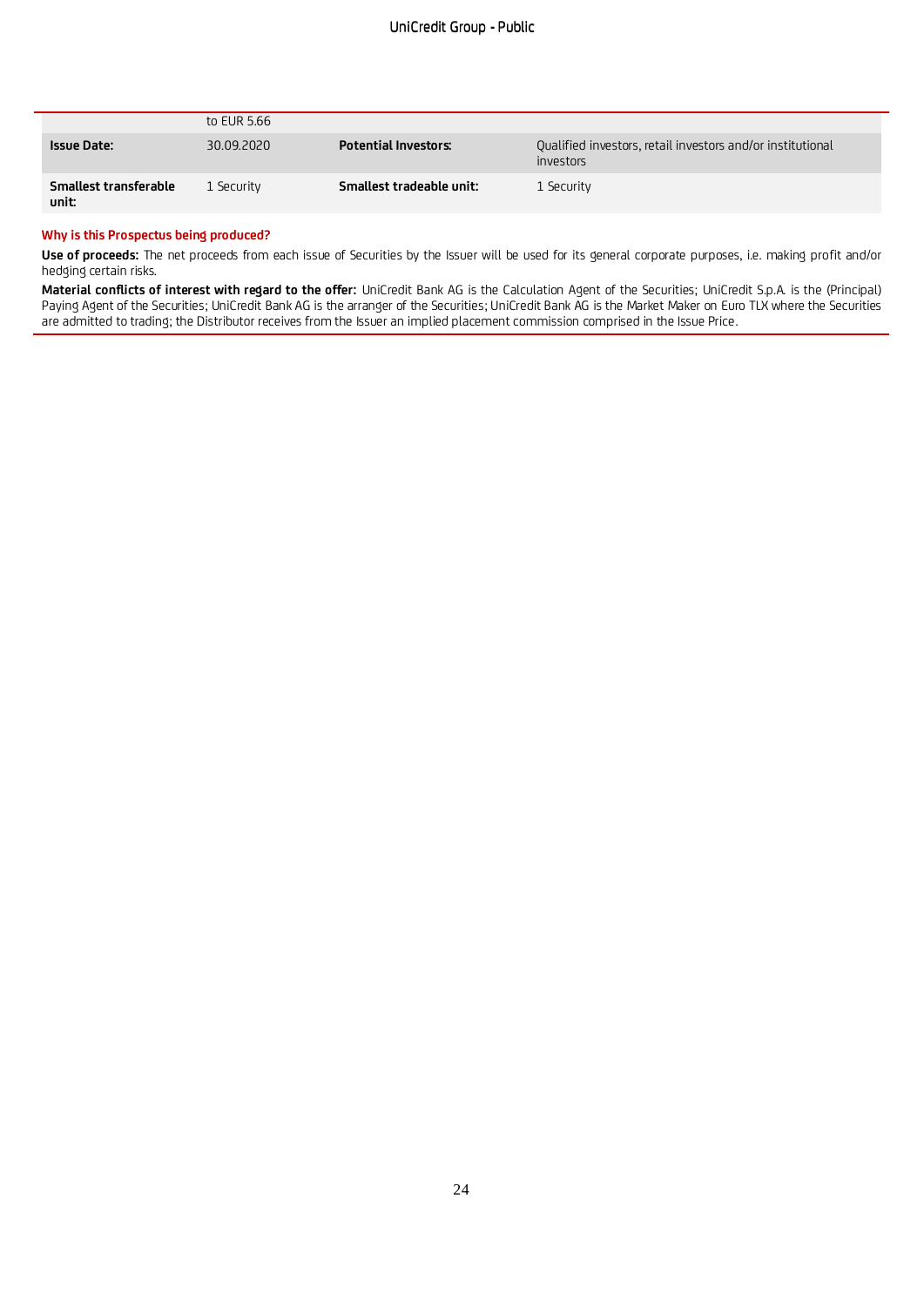| | | | |
|---|---|---|---|
| | to EUR 5.66 | | |
| **Issue Date:** | 30.09.2020 | **Potential Investors:** | Qualified investors, retail investors and/or institutional investors |
| **Smallest transferable unit:** | 1 Security | **Smallest tradeable unit:** | 1 Security |

**Why is this Prospectus being produced?**

**Use of proceeds:** The net proceeds from each issue of Securities by the Issuer will be used for its general corporate purposes, i.e. making profit and/or hedging certain risks.

**Material conflicts of interest with regard to the offer:** UniCredit Bank AG is the Calculation Agent of the Securities; UniCredit S.p.A. is the (Principal) Paying Agent of the Securities; UniCredit Bank AG is the arranger of the Securities; UniCredit Bank AG is the Market Maker on Euro TLX where the Securities are admitted to trading; the Distributor receives from the Issuer an implied placement commission comprised in the Issue Price.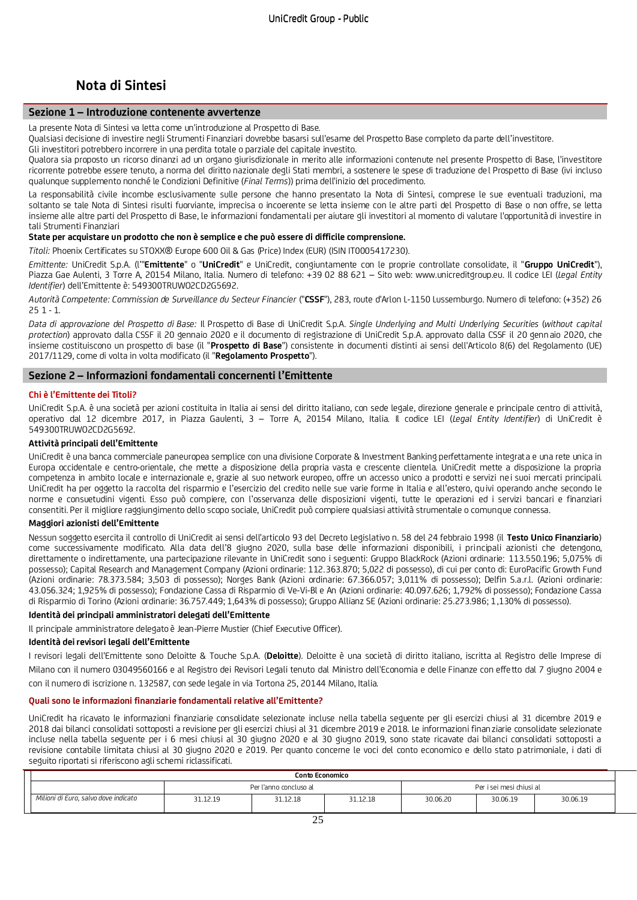# Nota di Sintesi

## Sezione 1 – Introduzione contenente avvertenze

La presente Nota di Sintesi va letta come un'introduzione al Prospetto di Base.

Qualsiasi decisione di investire negli Strumenti Finanziari dovrebbe basarsi sull'esame del Prospetto Base completo da parte dell'investitore.

Gli investitori potrebbero incorrere in una perdita totale o parziale del capitale investito.

Qualora sia proposto un ricorso dinanzi ad un organo giurisdizionale in merito alle informazioni contenute nel presente Prospetto di Base, l'investitore ricorrente potrebbe essere tenuto, a norma del diritto nazionale degli Stati membri, a sostenere le spese di traduzione del Prospetto di Base (ivi incluso qualunque supplemento nonché le Condizioni Definitive (*Final Terms*)) prima dell'inizio del procedimento.

La responsabilità civile incombe esclusivamente sulle persone che hanno presentato la Nota di Sintesi, comprese le sue eventuali traduzioni, ma soltanto se tale Nota di Sintesi risulti fuorviante, imprecisa o incoerente se letta insieme con le altre parti del Prospetto di Base o non offre, se letta insieme alle altre parti del Prospetto di Base, le informazioni fondamentali per aiutare gli investitori al momento di valutare l'opportunità di investire in tali Strumenti Finanziari

**State per acquistare un prodotto che non è semplice e che può essere di difficile comprensione.**

*Titoli:* Phoenix Certificates su STOXX® Europe 600 Oil & Gas (Price) Index (EUR) (ISIN IT0005417230).

*Emittente:* UniCredit S.p.A. (l'"**Emittente**" o "**UniCredit**" e UniCredit, congiuntamente con le proprie controllate consolidate, il "**Gruppo UniCredit**"), Piazza Gae Aulenti, 3 Torre A, 20154 Milano, Italia. Numero di telefono: +39 02 88 621 – Sito web: www.unicreditgroup.eu. Il codice LEI (*Legal Entity Identifier*) dell'Emittente è: 549300TRUWO2CD2G5692.

*Autorità Competente: Commission de Surveillance du Secteur Financier* ("**CSSF**"), 283, route d'Arlon L-1150 Lussemburgo. Numero di telefono: (+352) 26 25 1 - 1.

*Data di approvazione del Prospetto di Base:* Il Prospetto di Base di UniCredit S.p.A. *Single Underlying and Multi Underlying Securities* (*without capital protection*) approvato dalla CSSF il 20 gennaio 2020 e il documento di registrazione di UniCredit S.p.A. approvato dalla CSSF il 20 gennaio 2020, che insieme costituiscono un prospetto di base (il "**Prospetto di Base**") consistente in documenti distinti ai sensi dell'Articolo 8(6) del Regolamento (UE) 2017/1129, come di volta in volta modificato (il "**Regolamento Prospetto**").

## Sezione 2 – Informazioni fondamentali concernenti l'Emittente

### Chi è l'Emittente dei Titoli?

UniCredit S.p.A. è una società per azioni costituita in Italia ai sensi del diritto italiano, con sede legale, direzione generale e principale centro di attività, operativo dal 12 dicembre 2017, in Piazza Gaulenti, 3 – Torre A, 20154 Milano, Italia. Il codice LEI (*Legal Entity Identifier*) di UniCredit è 549300TRUWO2CD2G5692.

**Attività principali dell'Emittente**

UniCredit è una banca commerciale paneuropea semplice con una divisione Corporate & Investment Banking perfettamente integrata e una rete unica in Europa occidentale e centro-orientale, che mette a disposizione della propria vasta e crescente clientela. UniCredit mette a disposizione la propria competenza in ambito locale e internazionale e, grazie al suo network europeo, offre un accesso unico a prodotti e servizi nei suoi mercati principali. UniCredit ha per oggetto la raccolta del risparmio e l'esercizio del credito nelle sue varie forme in Italia e all'estero, quivi operando anche secondo le norme e consuetudini vigenti. Esso può compiere, con l'osservanza delle disposizioni vigenti, tutte le operazioni ed i servizi bancari e finanziari consentiti. Per il migliore raggiungimento dello scopo sociale, UniCredit può compiere qualsiasi attività strumentale o comunque connessa.

**Maggiori azionisti dell'Emittente**

Nessun soggetto esercita il controllo di UniCredit ai sensi dell'articolo 93 del Decreto Legislativo n. 58 del 24 febbraio 1998 (il **Testo Unico Finanziario**) come successivamente modificato. Alla data dell'8 giugno 2020, sulla base delle informazioni disponibili, i principali azionisti che detengono, direttamente o indirettamente, una partecipazione rilevante in UniCredit sono i seguenti: Gruppo BlackRock (Azioni ordinarie: 113.550.196; 5,075% di possesso); Capital Research and Management Company (Azioni ordinarie: 112.363.870; 5,022 di possesso), di cui per conto di: EuroPacific Growth Fund (Azioni ordinarie: 78.373.584; 3,503 di possesso); Norges Bank (Azioni ordinarie: 67.366.057; 3,011% di possesso); Delfin S.a.r.l. (Azioni ordinarie: 43.056.324; 1,925% di possesso); Fondazione Cassa di Risparmio di Ve-Vi-Bl e An (Azioni ordinarie: 40.097.626; 1,792% di possesso); Fondazione Cassa di Risparmio di Torino (Azioni ordinarie: 36.757.449; 1,643% di possesso); Gruppo Allianz SE (Azioni ordinarie: 25.273.986; 1,130% di possesso).

**Identità dei principali amministratori delegati dell'Emittente**

Il principale amministratore delegato è Jean-Pierre Mustier (Chief Executive Officer).

**Identità dei revisori legali dell'Emittente**

I revisori legali dell'Emittente sono Deloitte & Touche S.p.A. (**Deloitte**). Deloitte è una società di diritto italiano, iscritta al Registro delle Imprese di Milano con il numero 03049560166 e al Registro dei Revisori Legali tenuto dal Ministro dell'Economia e delle Finanze con effetto dal 7 giugno 2004 e con il numero di iscrizione n. 132587, con sede legale in via Tortona 25, 20144 Milano, Italia.

### Quali sono le informazioni finanziarie fondamentali relative all'Emittente?

UniCredit ha ricavato le informazioni finanziarie consolidate selezionate incluse nella tabella seguente per gli esercizi chiusi al 31 dicembre 2019 e 2018 dai bilanci consolidati sottoposti a revisione per gli esercizi chiusi al 31 dicembre 2019 e 2018. Le informazioni finanziarie consolidate selezionate incluse nella tabella seguente per i 6 mesi chiusi al 30 giugno 2020 e al 30 giugno 2019, sono state ricavate dai bilanci consolidati sottoposti a revisione contabile limitata chiusi al 30 giugno 2020 e 2019. Per quanto concerne le voci del conto economico e dello stato patrimoniale, i dati di seguito riportati si riferiscono agli schemi riclassificati.

| **Conto Economico** | | | | | | |
|---|---|---|---|---|---|---|
| | Per l'anno concluso al | | | Per i sei mesi chiusi al | | |
| *Milioni di Euro, salvo dove indicato* | 31.12.19 | 31.12.18 | 31.12.18 | 30.06.20 | 30.06.19 | 30.06.19 |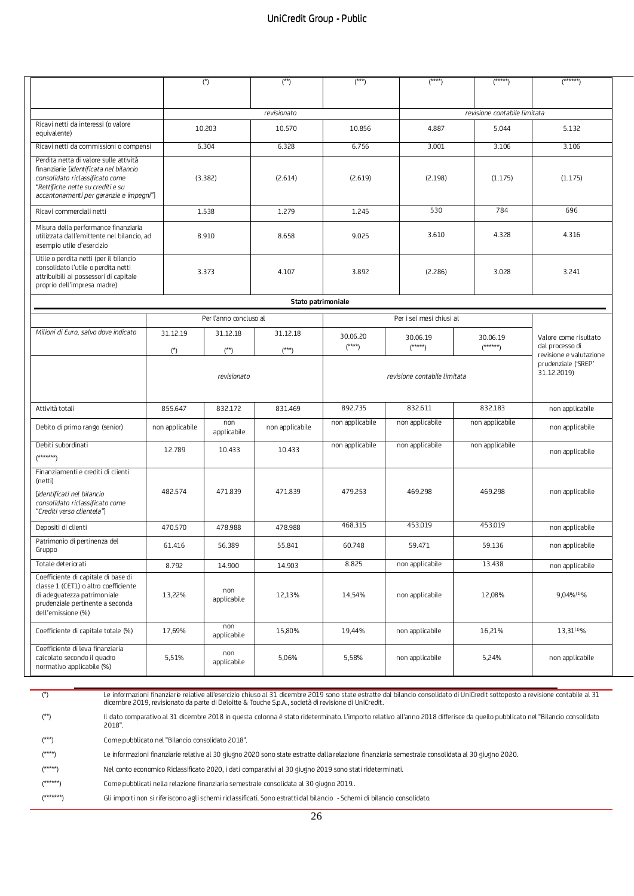| | (*) | (**) | (***) | (****) | (*****) | (******) |
|---|---|---|---|---|---|---|
| | | *revisionato* | | | *revisione contabile limitata* | |
| Ricavi netti da interessi (o valore equivalente) | 10.203 | 10.570 | 10.856 | 4.887 | 5.044 | 5.132 |
| Ricavi netti da commissioni o compensi | 6.304 | 6.328 | 6.756 | 3.001 | 3.106 | 3.106 |
| Perdita netta di valore sulle attività finanziarie [*identificata nel bilancio consolidato riclassificato come "Rettifiche nette su crediti e su accantonamenti per garanzie e impegni"*] | (3.382) | (2.614) | (2.619) | (2.198) | (1.175) | (1.175) |
| Ricavi commerciali netti | 1.538 | 1.279 | 1.245 | 530 | 784 | 696 |
| Misura della performance finanziaria utilizzata dall'emittente nel bilancio, ad esempio utile d'esercizio | 8.910 | 8.658 | 9.025 | 3.610 | 4.328 | 4.316 |
| Utile o perdita netti (per il bilancio consolidato l'utile o perdita netti attribuibili ai possessori di capitale proprio dell'impresa madre) | 3.373 | 4.107 | 3.892 | (2.286) | 3.028 | 3.241 |

**Stato patrimoniale**

| | Per l'anno concluso al | | | Per i sei mesi chiusi al | | | |
|---|---|---|---|---|---|---|---|
| *Milioni di Euro, salvo dove indicato* | 31.12.19 (*) | 31.12.18 (**) | 31.12.18 (***) | 30.06.20 (****) | 30.06.19 (*****) | 30.06.19 (******) | Valore come risultato dal processo di revisione e valutazione prudenziale ('SREP' 31.12.2019) |
| | | *revisionato* | | | *revisione contabile limitata* | | |
| Attività totali | 855.647 | 832.172 | 831.469 | 892.735 | 832.611 | 832.183 | non applicabile |
| Debito di primo rango (senior) | non applicabile | non applicabile | non applicabile | non applicabile | non applicabile | non applicabile | non applicabile |
| Debiti subordinati (*******) | 12.789 | 10.433 | 10.433 | non applicabile | non applicabile | non applicabile | non applicabile |
| Finanziamenti e crediti di clienti (netti) [*identificati nel bilancio consolidato riclassificato come "Crediti verso clientela"*] | 482.574 | 471.839 | 471.839 | 479.253 | 469.298 | 469.298 | non applicabile |
| Depositi di clienti | 470.570 | 478.988 | 478.988 | 468.315 | 453.019 | 453.019 | non applicabile |
| Patrimonio di pertinenza del Gruppo | 61.416 | 56.389 | 55.841 | 60.748 | 59.471 | 59.136 | non applicabile |
| Totale deteriorati | 8.792 | 14.900 | 14.903 | 8.825 | non applicabile | 13.438 | non applicabile |
| Coefficiente di capitale di base di classe 1 (CET1) o altro coefficiente di adeguatezza patrimoniale prudenziale pertinente a seconda dell'emissione (%) | 13,22% | non applicabile | 12,13% | 14,54% | non applicabile | 12,08% | 9,04%[1]% |
| Coefficiente di capitale totale (%) | 17,69% | non applicabile | 15,80% | 19,44% | non applicabile | 16,21% | 13,31[1]% |
| Coefficiente di leva finanziaria calcolato secondo il quadro normativo applicabile (%) | 5,51% | non applicabile | 5,06% | 5,58% | non applicabile | 5,24% | non applicabile |

(*) Le informazioni finanziarie relative all'esercizio chiuso al 31 dicembre 2019 sono state estratte dal bilancio consolidato di UniCredit sottoposto a revisione contabile al 31 dicembre 2019, revisionato da parte di Deloitte & Touche S.p.A., società di revisione di UniCredit.

(**) Il dato comparativo al 31 dicembre 2018 in questa colonna è stato rideterminato. L'importo relativo all'anno 2018 differisce da quello pubblicato nel "Bilancio consolidato 2018".

(***) Come pubblicato nel "Bilancio consolidato 2018".

(****) Le informazioni finanziarie relative al 30 giugno 2020 sono state estratte dalla relazione finanziaria semestrale consolidata al 30 giugno 2020.

(*****) Nel conto economico Riclassificato 2020, i dati comparativi al 30 giugno 2019 sono stati rideterminati.

(******) Come pubblicati nella relazione finanziaria semestrale consolidata al 30 giugno 2019..

(*******) Gli importi non si riferiscono agli schemi riclassificati. Sono estratti dal bilancio - Schemi di bilancio consolidato.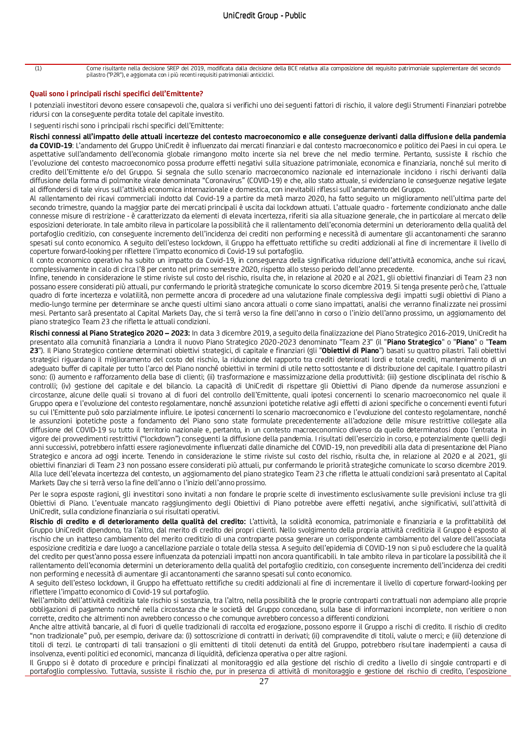(1) Come risultante nella decisione SREP del 2019, modificata dalla decisione della BCE relativa alla composizione del requisito patrimoniale supplementare del secondo pilastro ("P2R"), e aggiornata con i più recenti requisiti patrimoniali anticiclici.

### Quali sono i principali rischi specifici dell'Emittente?

I potenziali investitori devono essere consapevoli che, qualora si verifichi uno dei seguenti fattori di rischio, il valore degli Strumenti Finanziari potrebbe ridursi con la conseguente perdita totale del capitale investito.

I seguenti rischi sono i principali rischi specifici dell'Emittente:

**Rischi connessi all'impatto delle attuali incertezze del contesto macroeconomico e alle conseguenze derivanti dalla diffusione della pandemia da COVID-19**: L'andamento del Gruppo UniCredit è influenzato dai mercati finanziari e dal contesto macroeconomico e politico dei Paesi in cui opera. Le aspettative sull'andamento dell'economia globale rimangono molto incerte sia nel breve che nel medio termine. Pertanto, sussiste il rischio che l'evoluzione del contesto macroeconomico possa produrre effetti negativi sulla situazione patrimoniale, economica e finanziaria, nonché sul merito di credito dell'Emittente e/o del Gruppo. Si segnala che sullo scenario macroeconomico nazionale ed internazionale incidono i rischi derivanti dalla diffusione della forma di polmonite virale denominata "Coronavirus" (COVID-19) e che, allo stato attuale, si evidenziano le conseguenze negative legate al diffondersi di tale virus sull'attività economica internazionale e domestica, con inevitabili riflessi sull'andamento del Gruppo.

Al rallentamento dei ricavi commerciali indotto dal Covid-19 a partire da metà marzo 2020, ha fatto seguito un miglioramento nell'ultima parte del secondo trimestre, quando la maggior parte dei mercati principali è uscita dai lockdown attuati. L'attuale quadro - fortemente condizionato anche dalle connesse misure di restrizione - è caratterizzato da elementi di elevata incertezza, riferiti sia alla situazione generale, che in particolare al mercato delle esposizioni deteriorate. In tale ambito rileva in particolare la possibilità che il rallentamento dell'economia determini un deterioramento della qualità del portafoglio creditizio, con conseguente incremento dell'incidenza dei crediti non performing e necessità di aumentare gli accantonamenti che saranno spesati sul conto economico. A seguito dell'esteso lockdown, il Gruppo ha effettuato rettifiche su crediti addizionali al fine di incrementare il livello di coperture forward-looking per riflettere l'impatto economico di Covid-19 sul portafoglio.

Il conto economico operativo ha subito un impatto da Covid-19, in conseguenza della significativa riduzione dell'attività economica, anche sui ricavi, complessivamente in calo di circa l'8 per cento nel primo semestre 2020, rispetto allo stesso periodo dell'anno precedente.

Infine, tenendo in considerazione le stime riviste sul costo del rischio, risulta che, in relazione al 2020 e al 2021, gli obiettivi finanziari di Team 23 non possano essere considerati più attuali, pur confermando le priorità strategiche comunicate lo scorso dicembre 2019. Si tenga presente però che, l'attuale quadro di forte incertezza e volatilità, non permette ancora di procedere ad una valutazione finale complessiva degli impatti sugli obiettivi di Piano a medio-lungo termine per determinare se anche questi ultimi siano ancora attuali o come siano impattati, analisi che verranno finalizzate nei prossimi mesi. Pertanto sarà presentato al Capital Markets Day, che si terrà verso la fine dell'anno in corso o l'inizio dell'anno prossimo, un aggiornamento del piano strategico Team 23 che rifletta le attuali condizioni.

**Rischi connessi al Piano Strategico 2020 – 2023:** In data 3 dicembre 2019, a seguito della finalizzazione del Piano Strategico 2016-2019, UniCredit ha presentato alla comunità finanziaria a Londra il nuovo Piano Strategico 2020-2023 denominato "Team 23" (il "**Piano Strategico**" o "**Piano**" o "**Team 23**"). Il Piano Strategico contiene determinati obiettivi strategici, di capitale e finanziari (gli "**Obiettivi di Piano**") basati su quattro pilastri. Tali obiettivi strategici riguardano il miglioramento del costo del rischio, la riduzione del rapporto tra crediti deteriorati lordi e totale crediti, mantenimento di un adeguato buffer di capitale per tutto l'arco del Piano nonché obiettivi in termini di utile netto sottostante e di distribuzione del capitale. I quattro pilastri sono: (i) aumento e rafforzamento della base di clienti; (ii) trasformazione e massimizzazione della produttività: (iii) gestione disciplinata del rischio & controlli; (iv) gestione del capitale e del bilancio. La capacità di UniCredit di rispettare gli Obiettivi di Piano dipende da numerose assunzioni e circostanze, alcune delle quali si trovano al di fuori del controllo dell'Emittente, quali ipotesi concernenti lo scenario macroeconomico nel quale il Gruppo opera e l'evoluzione del contesto regolamentare, nonché assunzioni ipotetiche relative agli effetti di azioni specifiche o concernenti eventi futuri su cui l'Emittente può solo parzialmente influire. Le ipotesi concernenti lo scenario macroeconomico e l'evoluzione del contesto regolamentare, nonché le assunzioni ipotetiche poste a fondamento del Piano sono state formulate precedentemente all'adozione delle misure restrittive collegate alla diffusione del COVID-19 su tutto il territorio nazionale e, pertanto, in un contesto macroeconomico diverso da quello determinatosi dopo l'entrata in vigore dei provvedimenti restrittivi ("lockdown") conseguenti la diffusione della pandemia. I risultati dell'esercizio in corso, e potenzialmente quelli degli anni successivi, potrebbero infatti essere ragionevolmente influenzati dalle dinamiche del COVID-19, non prevedibili alla data di presentazione del Piano Strategico e ancora ad oggi incerte. Tenendo in considerazione le stime riviste sul costo del rischio, risulta che, in relazione al 2020 e al 2021, gli obiettivi finanziari di Team 23 non possano essere considerati più attuali, pur confermando le priorità strategiche comunicate lo scorso dicembre 2019. Alla luce dell'elevata incertezza del contesto, un aggiornamento del piano strategico Team 23 che rifletta le attuali condizioni sarà presentato al Capital Markets Day che si terrà verso la fine dell'anno o l'inizio dell'anno prossimo.

Per le sopra esposte ragioni, gli investitori sono invitati a non fondare le proprie scelte di investimento esclusivamente sulle previsioni incluse tra gli Obiettivi di Piano. L'eventuale mancato raggiungimento degli Obiettivi di Piano potrebbe avere effetti negativi, anche significativi, sull'attività di UniCredit, sulla condizione finanziaria o sui risultati operativi.

**Rischio di credito e di deterioramento della qualità del credito:** L'attività, la solidità economica, patrimoniale e finanziaria e la profittabilità del Gruppo UniCredit dipendono, tra l'altro, dal merito di credito dei propri clienti. Nello svolgimento della propria attività creditizia il Gruppo è esposto al rischio che un inatteso cambiamento del merito creditizio di una controparte possa generare un corrispondente cambiamento del valore dell'associata esposizione creditizia e dare luogo a cancellazione parziale o totale della stessa. A seguito dell'epidemia di COVID-19 non si può escludere che la qualità del credito per quest'anno possa essere influenzata da potenziali impatti non ancora quantificabili. In tale ambito rileva in particolare la possibilità che il rallentamento dell'economia determini un deterioramento della qualità del portafoglio creditizio, con conseguente incremento dell'incidenza dei crediti non performing e necessità di aumentare gli accantonamenti che saranno spesati sul conto economico.

A seguito dell'esteso lockdown, il Gruppo ha effettuato rettifiche su crediti addizionali al fine di incrementare il livello di coperture forward-looking per riflettere l'impatto economico di Covid-19 sul portafoglio.

Nell'ambito dell'attività creditizia tale rischio si sostanzia, tra l'altro, nella possibilità che le proprie controparti contrattuali non adempiano alle proprie obbligazioni di pagamento nonché nella circostanza che le società del Gruppo concedano, sulla base di informazioni incomplete, non veritiere o non corrette, credito che altrimenti non avrebbero concesso o che comunque avrebbero concesso a differenti condizioni.

Anche altre attività bancarie, al di fuori di quelle tradizionali di raccolta ed erogazione, possono esporre il Gruppo a rischi di credito. Il rischio di credito "non tradizionale" può, per esempio, derivare da: (i) sottoscrizione di contratti in derivati; (ii) compravendite di titoli, valute o merci; e (iii) detenzione di titoli di terzi. Le controparti di tali transazioni o gli emittenti di titoli detenuti da entità del Gruppo, potrebbero risultare inadempienti a causa di insolvenza, eventi politici ed economici, mancanza di liquidità, deficienza operativa o per altre ragioni.

Il Gruppo si è dotato di procedure e principi finalizzati al monitoraggio ed alla gestione del rischio di credito a livello di singole controparti e di portafoglio complessivo. Tuttavia, sussiste il rischio che, pur in presenza di attività di monitoraggio e gestione del rischio di credito, l'esposizione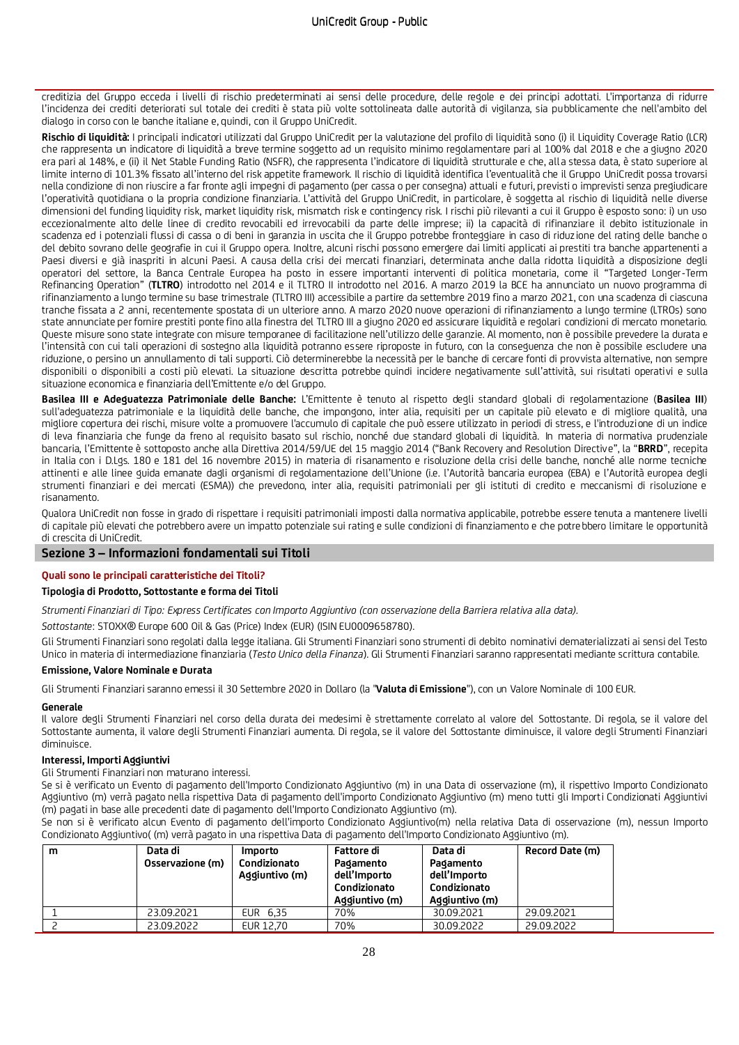creditizia del Gruppo ecceda i livelli di rischio predeterminati ai sensi delle procedure, delle regole e dei principi adottati. L'importanza di ridurre l'incidenza dei crediti deteriorati sul totale dei crediti è stata più volte sottolineata dalle autorità di vigilanza, sia pubblicamente che nell'ambito del dialogo in corso con le banche italiane e, quindi, con il Gruppo UniCredit.

**Rischio di liquidità:** I principali indicatori utilizzati dal Gruppo UniCredit per la valutazione del profilo di liquidità sono (i) il Liquidity Coverage Ratio (LCR) che rappresenta un indicatore di liquidità a breve termine soggetto ad un requisito minimo regolamentare pari al 100% dal 2018 e che a giugno 2020 era pari al 148%, e (ii) il Net Stable Funding Ratio (NSFR), che rappresenta l'indicatore di liquidità strutturale e che, alla stessa data, è stato superiore al limite interno di 101.3% fissato all'interno del risk appetite framework. Il rischio di liquidità identifica l'eventualità che il Gruppo UniCredit possa trovarsi nella condizione di non riuscire a far fronte agli impegni di pagamento (per cassa o per consegna) attuali e futuri, previsti o imprevisti senza pregiudicare l'operatività quotidiana o la propria condizione finanziaria. L'attività del Gruppo UniCredit, in particolare, è soggetta al rischio di liquidità nelle diverse dimensioni del funding liquidity risk, market liquidity risk, mismatch risk e contingency risk. I rischi più rilevanti a cui il Gruppo è esposto sono: i) un uso eccezionalmente alto delle linee di credito revocabili ed irrevocabili da parte delle imprese; ii) la capacità di rifinanziare il debito istituzionale in scadenza ed i potenziali flussi di cassa o di beni in garanzia in uscita che il Gruppo potrebbe fronteggiare in caso di riduzione del rating delle banche o del debito sovrano delle geografie in cui il Gruppo opera. Inoltre, alcuni rischi possono emergere dai limiti applicati ai prestiti tra banche appartenenti a Paesi diversi e già inaspriti in alcuni Paesi. A causa della crisi dei mercati finanziari, determinata anche dalla ridotta liquidità a disposizione degli operatori del settore, la Banca Centrale Europea ha posto in essere importanti interventi di politica monetaria, come il "Targeted Longer-Term Refinancing Operation" (**TLTRO**) introdotto nel 2014 e il TLTRO II introdotto nel 2016. A marzo 2019 la BCE ha annunciato un nuovo programma di rifinanziamento a lungo termine su base trimestrale (TLTRO III) accessibile a partire da settembre 2019 fino a marzo 2021, con una scadenza di ciascuna tranche fissata a 2 anni, recentemente spostata di un ulteriore anno. A marzo 2020 nuove operazioni di rifinanziamento a lungo termine (LTROs) sono state annunciate per fornire prestiti ponte fino alla finestra del TLTRO III a giugno 2020 ed assicurare liquidità e regolari condizioni di mercato monetario. Queste misure sono state integrate con misure temporanee di facilitazione nell'utilizzo delle garanzie. Al momento, non è possibile prevedere la durata e l'intensità con cui tali operazioni di sostegno alla liquidità potranno essere riproposte in futuro, con la conseguenza che non è possibile escludere una riduzione, o persino un annullamento di tali supporti. Ciò determinerebbe la necessità per le banche di cercare fonti di provvista alternative, non sempre disponibili o disponibili a costi più elevati. La situazione descritta potrebbe quindi incidere negativamente sull'attività, sui risultati operativi e sulla situazione economica e finanziaria dell'Emittente e/o del Gruppo.

**Basilea III e Adeguatezza Patrimoniale delle Banche:** L'Emittente è tenuto al rispetto degli standard globali di regolamentazione (**Basilea III**) sull'adeguatezza patrimoniale e la liquidità delle banche, che impongono, inter alia, requisiti per un capitale più elevato e di migliore qualità, una migliore copertura dei rischi, misure volte a promuovere l'accumulo di capitale che può essere utilizzato in periodi di stress, e l'introduzione di un indice di leva finanziaria che funge da freno al requisito basato sul rischio, nonché due standard globali di liquidità. In materia di normativa prudenziale bancaria, l'Emittente è sottoposto anche alla Direttiva 2014/59/UE del 15 maggio 2014 ("Bank Recovery and Resolution Directive", la "**BRRD**", recepita in Italia con i D.Lgs. 180 e 181 del 16 novembre 2015) in materia di risanamento e risoluzione della crisi delle banche, nonché alle norme tecniche attinenti e alle linee guida emanate dagli organismi di regolamentazione dell'Unione (i.e. l'Autorità bancaria europea (EBA) e l'Autorità europea degli strumenti finanziari e dei mercati (ESMA)) che prevedono, inter alia, requisiti patrimoniali per gli istituti di credito e meccanismi di risoluzione e risanamento.

Qualora UniCredit non fosse in grado di rispettare i requisiti patrimoniali imposti dalla normativa applicabile, potrebbe essere tenuta a mantenere livelli di capitale più elevati che potrebbero avere un impatto potenziale sui rating e sulle condizioni di finanziamento e che potrebbero limitare le opportunità di crescita di UniCredit.

## Sezione 3 – Informazioni fondamentali sui Titoli

### Quali sono le principali caratteristiche dei Titoli?

**Tipologia di Prodotto, Sottostante e forma dei Titoli**

*Strumenti Finanziari di Tipo: Express Certificates con Importo Aggiuntivo (con osservazione della Barriera relativa alla data).*

*Sottostante*: STOXX® Europe 600 Oil & Gas (Price) Index (EUR) (ISIN EU0009658780).

Gli Strumenti Finanziari sono regolati dalla legge italiana. Gli Strumenti Finanziari sono strumenti di debito nominativi dematerializzati ai sensi del Testo Unico in materia di intermediazione finanziaria (*Testo Unico della Finanza*). Gli Strumenti Finanziari saranno rappresentati mediante scrittura contabile.

**Emissione, Valore Nominale e Durata**

Gli Strumenti Finanziari saranno emessi il 30 Settembre 2020 in Dollaro (la "**Valuta di Emissione**"), con un Valore Nominale di 100 EUR.

**Generale**

Il valore degli Strumenti Finanziari nel corso della durata dei medesimi è strettamente correlato al valore del Sottostante. Di regola, se il valore del Sottostante aumenta, il valore degli Strumenti Finanziari aumenta. Di regola, se il valore del Sottostante diminuisce, il valore degli Strumenti Finanziari diminuisce.

**Interessi, Importi Aggiuntivi**

Gli Strumenti Finanziari non maturano interessi.

Se si è verificato un Evento di pagamento dell'Importo Condizionato Aggiuntivo (m) in una Data di osservazione (m), il rispettivo Importo Condizionato Aggiuntivo (m) verrà pagato nella rispettiva Data di pagamento dell'importo Condizionato Aggiuntivo (m) meno tutti gli Importi Condizionati Aggiuntivi (m) pagati in base alle precedenti date di pagamento dell'Importo Condizionato Aggiuntivo (m).

Se non si è verificato alcun Evento di pagamento dell'importo Condizionato Aggiuntivo(m) nella relativa Data di osservazione (m), nessun Importo Condizionato Aggiuntivo( (m) verrà pagato in una rispettiva Data di pagamento dell'Importo Condizionato Aggiuntivo (m).

| m | Data di Osservazione (m) | Importo Condizionato Aggiuntivo (m) | Fattore di Pagamento dell'Importo Condizionato Aggiuntivo (m) | Data di Pagamento dell'Importo Condizionato Aggiuntivo (m) | Record Date (m) |
|---|---|---|---|---|---|
| 1 | 23.09.2021 | EUR 6,35 | 70% | 30.09.2021 | 29.09.2021 |
| 2 | 23.09.2022 | EUR 12,70 | 70% | 30.09.2022 | 29.09.2022 |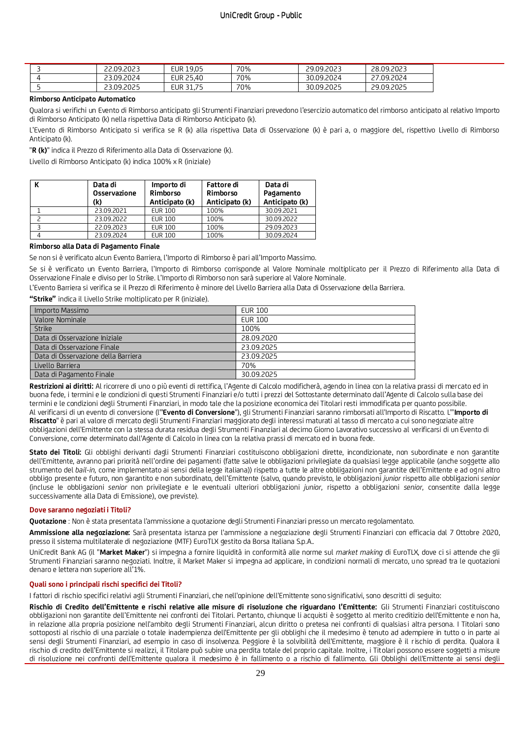| 3 | 22.09.2023 | EUR 19,05 | 70% | 29.09.2023 | 28.09.2023 |
|---|---|---|---|---|---|
| 4 | 23.09.2024 | EUR 25,40 | 70% | 30.09.2024 | 27.09.2024 |
| 5 | 23.09.2025 | EUR 31,75 | 70% | 30.09.2025 | 29.09.2025 |

**Rimborso Anticipato Automatico**

Qualora si verifichi un Evento di Rimborso anticipato gli Strumenti Finanziari prevedono l'esercizio automatico del rimborso anticipato al relativo Importo di Rimborso Anticipato (k) nella rispettiva Data di Rimborso Anticipato (k).

L'Evento di Rimborso Anticipato si verifica se R (k) alla rispettiva Data di Osservazione (k) è pari a, o maggiore del, rispettivo Livello di Rimborso Anticipato (k).

"**R (k)**" indica il Prezzo di Riferimento alla Data di Osservazione (k).

Livello di Rimborso Anticipato (k) indica 100% x R (iniziale)

| K | Data di Osservazione (k) | Importo di Rimborso Anticipato (k) | Fattore di Rimborso Anticipato (k) | Data di Pagamento Anticipato (k) |
|---|---|---|---|---|
| 1 | 23.09.2021 | EUR 100 | 100% | 30.09.2021 |
| 2 | 23.09.2022 | EUR 100 | 100% | 30.09.2022 |
| 3 | 22.09.2023 | EUR 100 | 100% | 29.09.2023 |
| 4 | 23.09.2024 | EUR 100 | 100% | 30.09.2024 |

**Rimborso alla Data di Pagamento Finale**

Se non si è verificato alcun Evento Barriera, l'Importo di Rimborso è pari all'Importo Massimo.

Se si è verificato un Evento Barriera, l'Importo di Rimborso corrisponde al Valore Nominale moltiplicato per il Prezzo di Riferimento alla Data di Osservazione Finale e diviso per lo Strike. L'Importo di Rimborso non sarà superiore al Valore Nominale.

L'Evento Barriera si verifica se il Prezzo di Riferimento è minore del Livello Barriera alla Data di Osservazione della Barriera.

**"Strike"** indica il Livello Strike moltiplicato per R (iniziale).

| | |
|---|---|
| Importo Massimo | EUR 100 |
| Valore Nominale | EUR 100 |
| Strike | 100% |
| Data di Osservazione Iniziale | 28.09.2020 |
| Data di Osservazione Finale | 23.09.2025 |
| Data di Osservazione della Barriera | 23.09.2025 |
| Livello Barriera | 70% |
| Data di Pagamento Finale | 30.09.2025 |

**Restrizioni ai diritti:** Al ricorrere di uno o più eventi di rettifica, l'Agente di Calcolo modificherà, agendo in linea con la relativa prassi di mercato ed in buona fede, i termini e le condizioni di questi Strumenti Finanziari e/o tutti i prezzi del Sottostante determinato dall'Agente di Calcolo sulla base dei termini e le condizioni degli Strumenti Finanziari, in modo tale che la posizione economica dei Titolari resti immodificata per quanto possibile.
Al verificarsi di un evento di conversione (l'"**Evento di Conversione**"), gli Strumenti Finanziari saranno rimborsati all'Importo di Riscatto. L'"**Importo di Riscatto**" è pari al valore di mercato degli Strumenti Finanziari maggiorato degli interessi maturati al tasso di mercato a cui sono negoziate altre obbligazioni dell'Emittente con la stessa durata residua degli Strumenti Finanziari al decimo Giorno Lavorativo successivo al verificarsi di un Evento di Conversione, come determinato dall'Agente di Calcolo in linea con la relativa prassi di mercato ed in buona fede.

**Stato dei Titoli:** Gli obblighi derivanti dagli Strumenti Finanziari costituiscono obbligazioni dirette, incondizionate, non subordinate e non garantite dell'Emittente, avranno pari priorità nell'ordine dei pagamenti (fatte salve le obbligazioni privilegiate da qualsiasi legge applicabile (anche soggette allo strumento del *bail-in*, come implementato ai sensi della legge italiana)) rispetto a tutte le altre obbligazioni non garantite dell'Emittente e ad ogni altro obbligo presente e futuro, non garantito e non subordinato, dell'Emittente (salvo, quando previsto, le obbligazioni *junior* rispetto alle obbligazioni *senior* (incluse le obbligazioni *senior* non privilegiate e le eventuali ulteriori obbligazioni *junior*, rispetto a obbligazioni *senior*, consentite dalla legge successivamente alla Data di Emissione), ove previste).

**Dove saranno negoziati i Titoli?**

**Quotazione** : Non è stata presentata l'ammissione a quotazione degli Strumenti Finanziari presso un mercato regolamentato.

**Ammissione alla negoziazione:** Sarà presentata istanza per l'ammissione a negoziazione degli Strumenti Finanziari con efficacia dal 7 Ottobre 2020, presso il sistema multilaterale di negoziazione (MTF) EuroTLX gestito da Borsa Italiana S.p.A..

UniCredit Bank AG (il "**Market Maker**") si impegna a fornire liquidità in conformità alle norme sul *market making* di EuroTLX, dove ci si attende che gli Strumenti Finanziari saranno negoziati. Inoltre, il Market Maker si impegna ad applicare, in condizioni normali di mercato, uno spread tra le quotazioni denaro e lettera non superiore all'1%.

**Quali sono i principali rischi specifici dei Titoli?**

I fattori di rischio specifici relativi agli Strumenti Finanziari, che nell'opinione dell'Emittente sono significativi, sono descritti di seguito:

**Rischio di Credito dell'Emittente e rischi relative alle misure di risoluzione che riguardano l'Emittente:** Gli Strumenti Finanziari costituiscono obbligazioni non garantite dell'Emittente nei confronti dei Titolari. Pertanto, chiunque li acquisti è soggetto al merito creditizio dell'Emittente e non ha, in relazione alla propria posizione nell'ambito degli Strumenti Finanziari, alcun diritto o pretesa nei confronti di qualsiasi altra persona. I Titolari sono sottoposti al rischio di una parziale o totale inadempienza dell'Emittente per gli obblighi che il medesimo è tenuto ad adempiere in tutto o in parte ai sensi degli Strumenti Finanziari, ad esempio in caso di insolvenza. Peggiore è la solvibilità dell'Emittente, maggiore è il rischio di perdita. Qualora il rischio di credito dell'Emittente si realizzi, il Titolare può subire una perdita totale del proprio capitale. Inoltre, i Titolari possono essere soggetti a misure di risoluzione nei confronti dell'Emittente qualora il medesimo è in fallimento o a rischio di fallimento. Gli Obblighi dell'Emittente ai sensi degli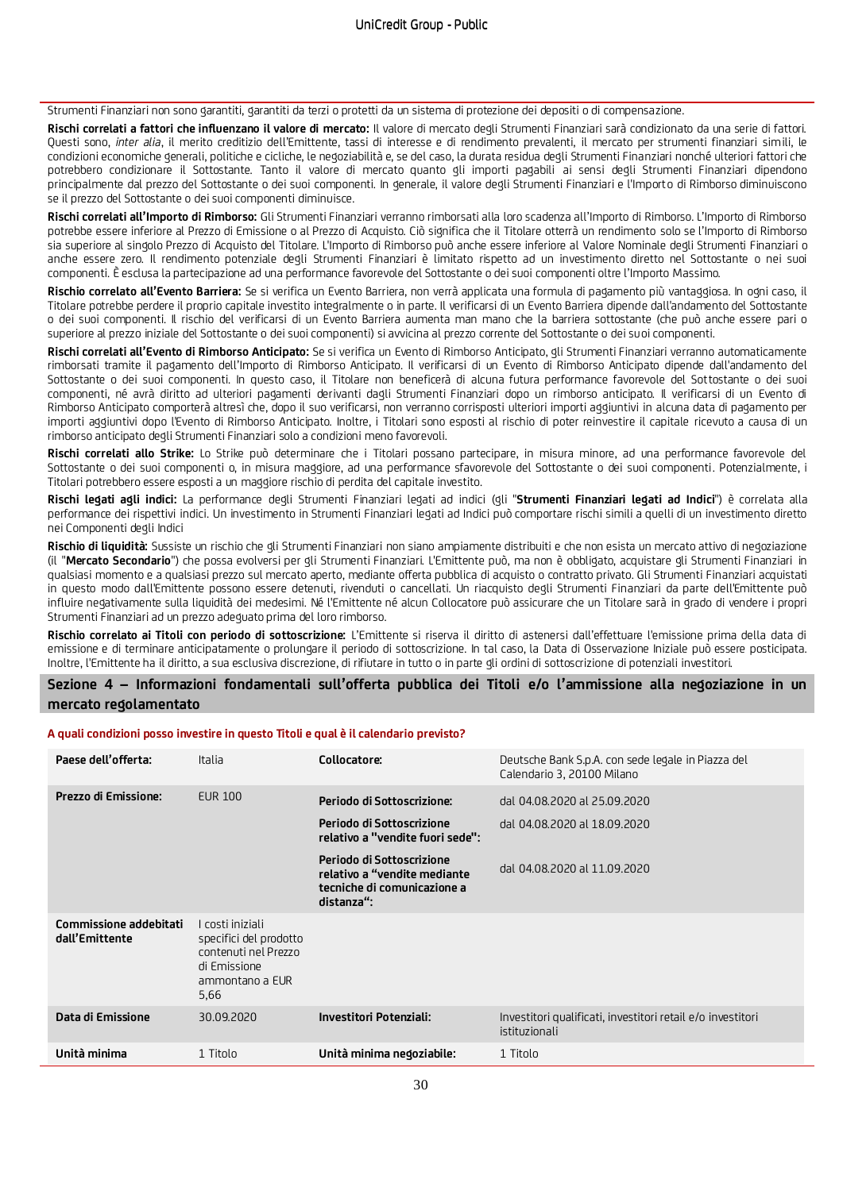Strumenti Finanziari non sono garantiti, garantiti da terzi o protetti da un sistema di protezione dei depositi o di compensazione.

**Rischi correlati a fattori che influenzano il valore di mercato:** Il valore di mercato degli Strumenti Finanziari sarà condizionato da una serie di fattori. Questi sono, *inter alia*, il merito creditizio dell'Emittente, tassi di interesse e di rendimento prevalenti, il mercato per strumenti finanziari simili, le condizioni economiche generali, politiche e cicliche, le negoziabilità e, se del caso, la durata residua degli Strumenti Finanziari nonché ulteriori fattori che potrebbero condizionare il Sottostante. Tanto il valore di mercato quanto gli importi pagabili ai sensi degli Strumenti Finanziari dipendono principalmente dal prezzo del Sottostante o dei suoi componenti. In generale, il valore degli Strumenti Finanziari e l'Importo di Rimborso diminuiscono se il prezzo del Sottostante o dei suoi componenti diminuisce.

**Rischi correlati all'Importo di Rimborso:** Gli Strumenti Finanziari verranno rimborsati alla loro scadenza all'Importo di Rimborso. L'Importo di Rimborso potrebbe essere inferiore al Prezzo di Emissione o al Prezzo di Acquisto. Ciò significa che il Titolare otterrà un rendimento solo se l'Importo di Rimborso sia superiore al singolo Prezzo di Acquisto del Titolare. L'Importo di Rimborso può anche essere inferiore al Valore Nominale degli Strumenti Finanziari o anche essere zero. Il rendimento potenziale degli Strumenti Finanziari è limitato rispetto ad un investimento diretto nel Sottostante o nei suoi componenti. È esclusa la partecipazione ad una performance favorevole del Sottostante o dei suoi componenti oltre l'Importo Massimo.

**Rischio correlato all'Evento Barriera:** Se si verifica un Evento Barriera, non verrà applicata una formula di pagamento più vantaggiosa. In ogni caso, il Titolare potrebbe perdere il proprio capitale investito integralmente o in parte. Il verificarsi di un Evento Barriera dipende dall'andamento del Sottostante o dei suoi componenti. Il rischio del verificarsi di un Evento Barriera aumenta man mano che la barriera sottostante (che può anche essere pari o superiore al prezzo iniziale del Sottostante o dei suoi componenti) si avvicina al prezzo corrente del Sottostante o dei suoi componenti.

**Rischi correlati all'Evento di Rimborso Anticipato:** Se si verifica un Evento di Rimborso Anticipato, gli Strumenti Finanziari verranno automaticamente rimborsati tramite il pagamento dell'Importo di Rimborso Anticipato. Il verificarsi di un Evento di Rimborso Anticipato dipende dall'andamento del Sottostante o dei suoi componenti. In questo caso, il Titolare non beneficerà di alcuna futura performance favorevole del Sottostante o dei suoi componenti, né avrà diritto ad ulteriori pagamenti derivanti dagli Strumenti Finanziari dopo un rimborso anticipato. Il verificarsi di un Evento di Rimborso Anticipato comporterà altresì che, dopo il suo verificarsi, non verranno corrisposti ulteriori importi aggiuntivi in alcuna data di pagamento per importi aggiuntivi dopo l'Evento di Rimborso Anticipato. Inoltre, i Titolari sono esposti al rischio di poter reinvestire il capitale ricevuto a causa di un rimborso anticipato degli Strumenti Finanziari solo a condizioni meno favorevoli.

**Rischi correlati allo Strike:** Lo Strike può determinare che i Titolari possano partecipare, in misura minore, ad una performance favorevole del Sottostante o dei suoi componenti o, in misura maggiore, ad una performance sfavorevole del Sottostante o dei suoi componenti. Potenzialmente, i Titolari potrebbero essere esposti a un maggiore rischio di perdita del capitale investito.

**Rischi legati agli indici:** La performance degli Strumenti Finanziari legati ad indici (gli "**Strumenti Finanziari legati ad Indici**") è correlata alla performance dei rispettivi indici. Un investimento in Strumenti Finanziari legati ad Indici può comportare rischi simili a quelli di un investimento diretto nei Componenti degli Indici

**Rischio di liquidità:** Sussiste un rischio che gli Strumenti Finanziari non siano ampiamente distribuiti e che non esista un mercato attivo di negoziazione (il "**Mercato Secondario**") che possa evolversi per gli Strumenti Finanziari. L'Emittente può, ma non è obbligato, acquistare gli Strumenti Finanziari in qualsiasi momento e a qualsiasi prezzo sul mercato aperto, mediante offerta pubblica di acquisto o contratto privato. Gli Strumenti Finanziari acquistati in questo modo dall'Emittente possono essere detenuti, rivenduti o cancellati. Un riacquisto degli Strumenti Finanziari da parte dell'Emittente può influire negativamente sulla liquidità dei medesimi. Né l'Emittente né alcun Collocatore può assicurare che un Titolare sarà in grado di vendere i propri Strumenti Finanziari ad un prezzo adeguato prima del loro rimborso.

**Rischio correlato ai Titoli con periodo di sottoscrizione:** L'Emittente si riserva il diritto di astenersi dall'effettuare l'emissione prima della data di emissione e di terminare anticipatamente o prolungare il periodo di sottoscrizione. In tal caso, la Data di Osservazione Iniziale può essere posticipata. Inoltre, l'Emittente ha il diritto, a sua esclusiva discrezione, di rifiutare in tutto o in parte gli ordini di sottoscrizione di potenziali investitori.

## Sezione 4 – Informazioni fondamentali sull'offerta pubblica dei Titoli e/o l'ammissione alla negoziazione in un mercato regolamentato

**A quali condizioni posso investire in questo Titoli e qual è il calendario previsto?**

| | | | |
|---|---|---|---|
| **Paese dell'offerta:** | Italia | **Collocatore:** | Deutsche Bank S.p.A. con sede legale in Piazza del Calendario 3, 20100 Milano |
| **Prezzo di Emissione:** | EUR 100 | **Periodo di Sottoscrizione:** | dal 04.08.2020 al 25.09.2020 |
| | | **Periodo di Sottoscrizione relativo a "vendite fuori sede":** | dal 04.08.2020 al 18.09.2020 |
| | | **Periodo di Sottoscrizione relativo a "vendite mediante tecniche di comunicazione a distanza":** | dal 04.08.2020 al 11.09.2020 |
| **Commissione addebitati dall'Emittente** | I costi iniziali specifici del prodotto contenuti nel Prezzo di Emissione ammontano a EUR 5,66 | | |
| **Data di Emissione** | 30.09.2020 | **Investitori Potenziali:** | Investitori qualificati, investitori retail e/o investitori istituzionali |
| **Unità minima** | 1 Titolo | **Unità minima negoziabile:** | 1 Titolo |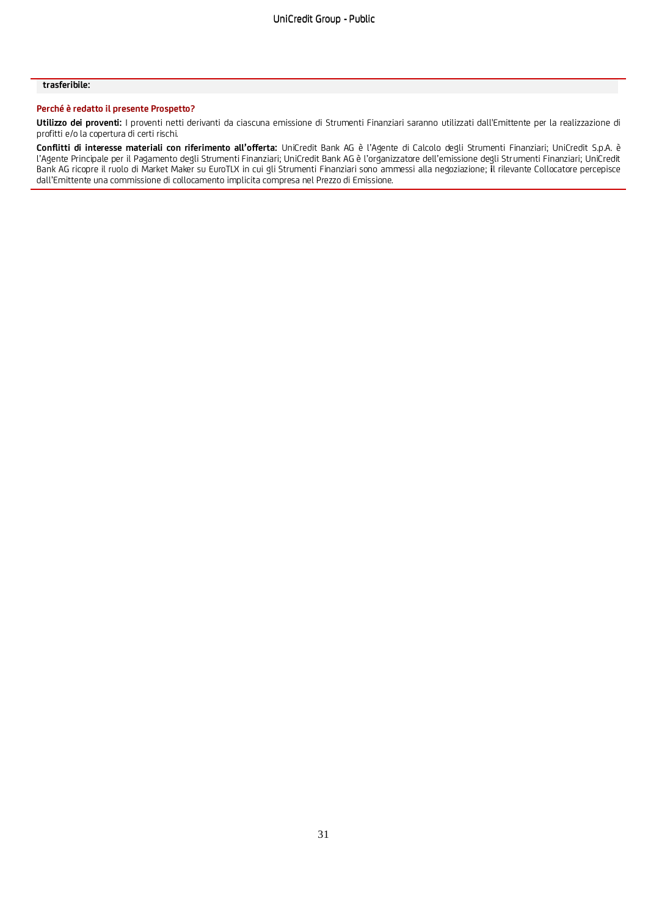**trasferibile:**

**Perché è redatto il presente Prospetto?**

**Utilizzo dei proventi:** I proventi netti derivanti da ciascuna emissione di Strumenti Finanziari saranno utilizzati dall'Emittente per la realizzazione di profitti e/o la copertura di certi rischi.

**Conflitti di interesse materiali con riferimento all'offerta:** UniCredit Bank AG è l'Agente di Calcolo degli Strumenti Finanziari; UniCredit S.p.A. è l'Agente Principale per il Pagamento degli Strumenti Finanziari; UniCredit Bank AG è l'organizzatore dell'emissione degli Strumenti Finanziari; UniCredit Bank AG ricopre il ruolo di Market Maker su EuroTLX in cui gli Strumenti Finanziari sono ammessi alla negoziazione; il rilevante Collocatore percepisce dall'Emittente una commissione di collocamento implicita compresa nel Prezzo di Emissione.